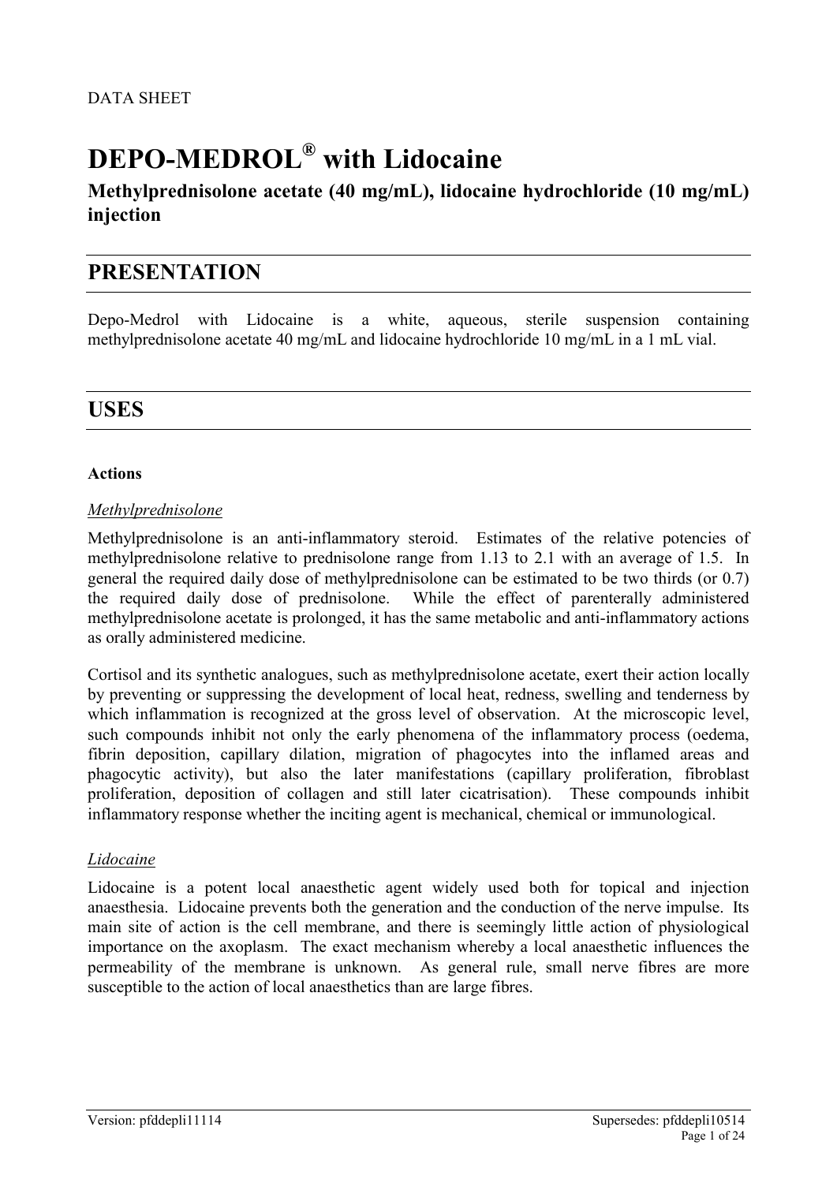DATA SHEET

# DEPO-MEDROL® with Lidocaine

**Methylprednisolone acetate (40 mg/mL), lidocaine hydrochloride (10 mg/mL) injection**

## PRESENTATION

Depo-Medrol with Lidocaine is a white, aqueous, sterile suspension containing methylprednisolone acetate 40 mg/mL and lidocaine hydrochloride 10 mg/mL in a 1 mL vial.

## USES

### Actions

*Methylprednisolone*

Methylprednisolone is an anti-inflammatory steroid. Estimates of the relative potencies of methylprednisolone relative to prednisolone range from 1.13 to 2.1 with an average of 1.5. In general the required daily dose of methylprednisolone can be estimated to be two thirds (or 0.7) the required daily dose of prednisolone. While the effect of parenterally administered methylprednisolone acetate is prolonged, it has the same metabolic and anti-inflammatory actions as orally administered medicine.

Cortisol and its synthetic analogues, such as methylprednisolone acetate, exert their action locally by preventing or suppressing the development of local heat, redness, swelling and tenderness by which inflammation is recognized at the gross level of observation. At the microscopic level, such compounds inhibit not only the early phenomena of the inflammatory process (oedema, fibrin deposition, capillary dilation, migration of phagocytes into the inflamed areas and phagocytic activity), but also the later manifestations (capillary proliferation, fibroblast proliferation, deposition of collagen and still later cicatrisation). These compounds inhibit inflammatory response whether the inciting agent is mechanical, chemical or immunological.

*Lidocaine*

Lidocaine is a potent local anaesthetic agent widely used both for topical and injection anaesthesia. Lidocaine prevents both the generation and the conduction of the nerve impulse. Its main site of action is the cell membrane, and there is seemingly little action of physiological importance on the axoplasm. The exact mechanism whereby a local anaesthetic influences the permeability of the membrane is unknown. As general rule, small nerve fibres are more susceptible to the action of local anaesthetics than are large fibres.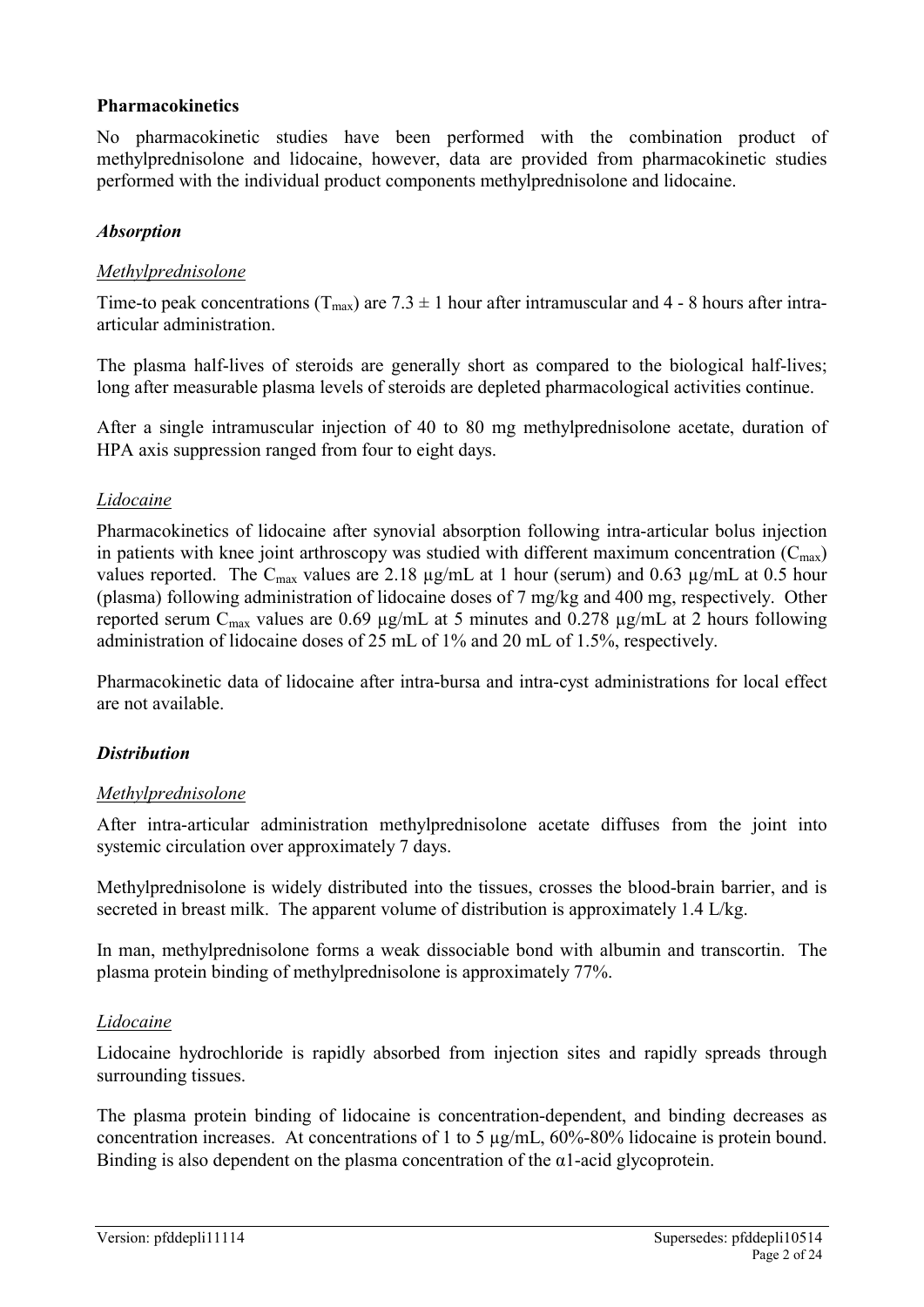## Pharmacokinetics

No pharmacokinetic studies have been performed with the combination product of methylprednisolone and lidocaine, however, data are provided from pharmacokinetic studies performed with the individual product components methylprednisolone and lidocaine.

### *Absorption*

#### *Methylprednisolone*

Time-to peak concentrations ($T_{max}$) are $7.3 \pm 1$ hour after intramuscular and 4 - 8 hours after intra-articular administration.

The plasma half-lives of steroids are generally short as compared to the biological half-lives; long after measurable plasma levels of steroids are depleted pharmacological activities continue.

After a single intramuscular injection of 40 to 80 mg methylprednisolone acetate, duration of HPA axis suppression ranged from four to eight days.

#### *Lidocaine*

Pharmacokinetics of lidocaine after synovial absorption following intra-articular bolus injection in patients with knee joint arthroscopy was studied with different maximum concentration ($C_{max}$) values reported. The $C_{max}$ values are 2.18 µg/mL at 1 hour (serum) and 0.63 µg/mL at 0.5 hour (plasma) following administration of lidocaine doses of 7 mg/kg and 400 mg, respectively. Other reported serum $C_{max}$ values are 0.69 µg/mL at 5 minutes and 0.278 µg/mL at 2 hours following administration of lidocaine doses of 25 mL of 1% and 20 mL of 1.5%, respectively.

Pharmacokinetic data of lidocaine after intra-bursa and intra-cyst administrations for local effect are not available.

### *Distribution*

#### *Methylprednisolone*

After intra-articular administration methylprednisolone acetate diffuses from the joint into systemic circulation over approximately 7 days.

Methylprednisolone is widely distributed into the tissues, crosses the blood-brain barrier, and is secreted in breast milk. The apparent volume of distribution is approximately 1.4 L/kg.

In man, methylprednisolone forms a weak dissociable bond with albumin and transcortin. The plasma protein binding of methylprednisolone is approximately 77%.

#### *Lidocaine*

Lidocaine hydrochloride is rapidly absorbed from injection sites and rapidly spreads through surrounding tissues.

The plasma protein binding of lidocaine is concentration-dependent, and binding decreases as concentration increases. At concentrations of 1 to 5 µg/mL, 60%-80% lidocaine is protein bound. Binding is also dependent on the plasma concentration of the $\alpha$1-acid glycoprotein.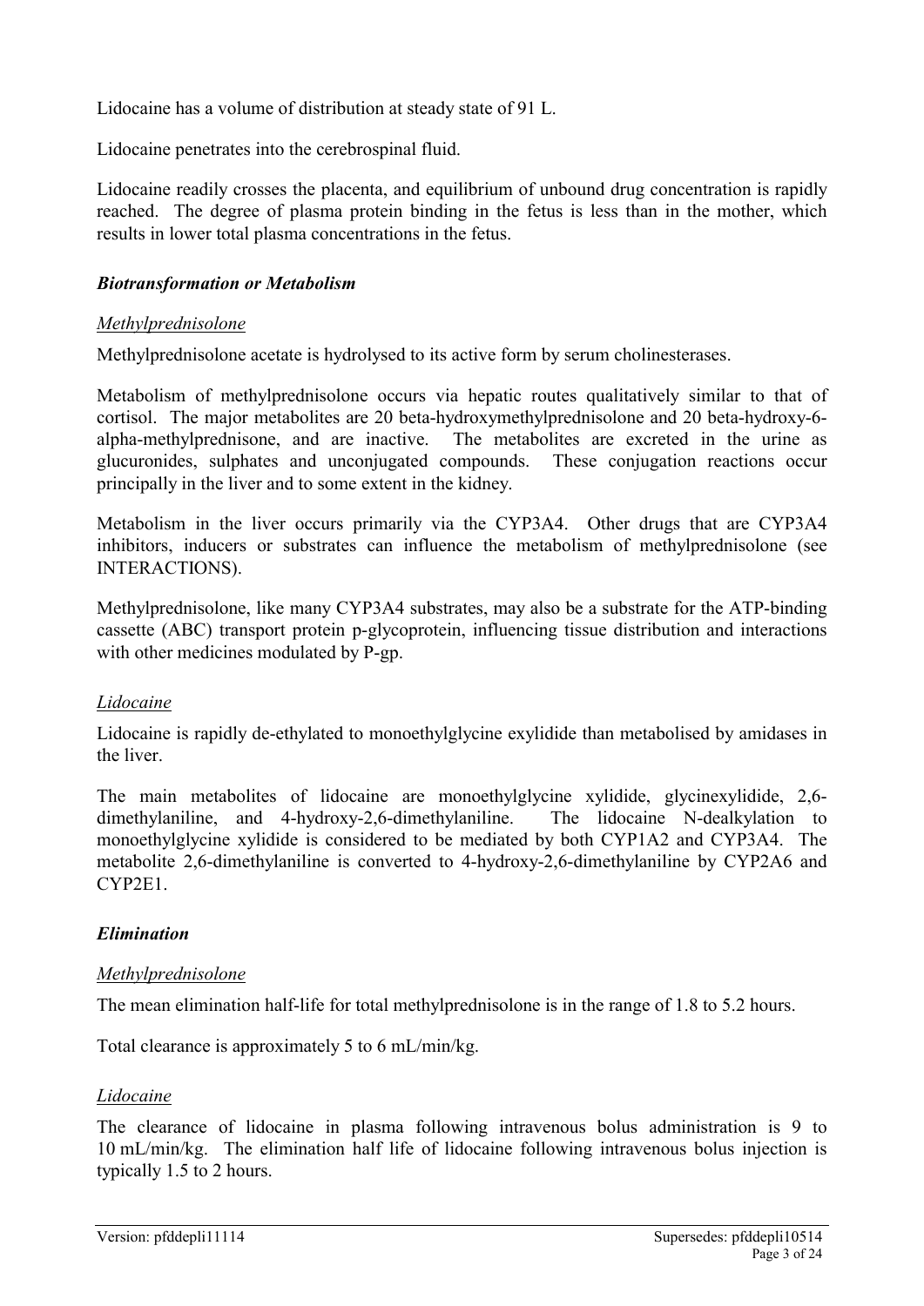Lidocaine has a volume of distribution at steady state of 91 L.

Lidocaine penetrates into the cerebrospinal fluid.

Lidocaine readily crosses the placenta, and equilibrium of unbound drug concentration is rapidly reached. The degree of plasma protein binding in the fetus is less than in the mother, which results in lower total plasma concentrations in the fetus.

### *Biotransformation or Metabolism*

*Methylprednisolone*

Methylprednisolone acetate is hydrolysed to its active form by serum cholinesterases.

Metabolism of methylprednisolone occurs via hepatic routes qualitatively similar to that of cortisol. The major metabolites are 20 beta-hydroxymethylprednisolone and 20 beta-hydroxy-6-alpha-methylprednisone, and are inactive. The metabolites are excreted in the urine as glucuronides, sulphates and unconjugated compounds. These conjugation reactions occur principally in the liver and to some extent in the kidney.

Metabolism in the liver occurs primarily via the CYP3A4. Other drugs that are CYP3A4 inhibitors, inducers or substrates can influence the metabolism of methylprednisolone (see INTERACTIONS).

Methylprednisolone, like many CYP3A4 substrates, may also be a substrate for the ATP-binding cassette (ABC) transport protein p-glycoprotein, influencing tissue distribution and interactions with other medicines modulated by P-gp.

*Lidocaine*

Lidocaine is rapidly de-ethylated to monoethylglycine exylidide than metabolised by amidases in the liver.

The main metabolites of lidocaine are monoethylglycine xylidide, glycinexylidide, 2,6-dimethylaniline, and 4-hydroxy-2,6-dimethylaniline. The lidocaine N-dealkylation to monoethylglycine xylidide is considered to be mediated by both CYP1A2 and CYP3A4. The metabolite 2,6-dimethylaniline is converted to 4-hydroxy-2,6-dimethylaniline by CYP2A6 and CYP2E1.

### *Elimination*

*Methylprednisolone*

The mean elimination half-life for total methylprednisolone is in the range of 1.8 to 5.2 hours.

Total clearance is approximately 5 to 6 mL/min/kg.

*Lidocaine*

The clearance of lidocaine in plasma following intravenous bolus administration is 9 to 10 mL/min/kg. The elimination half life of lidocaine following intravenous bolus injection is typically 1.5 to 2 hours.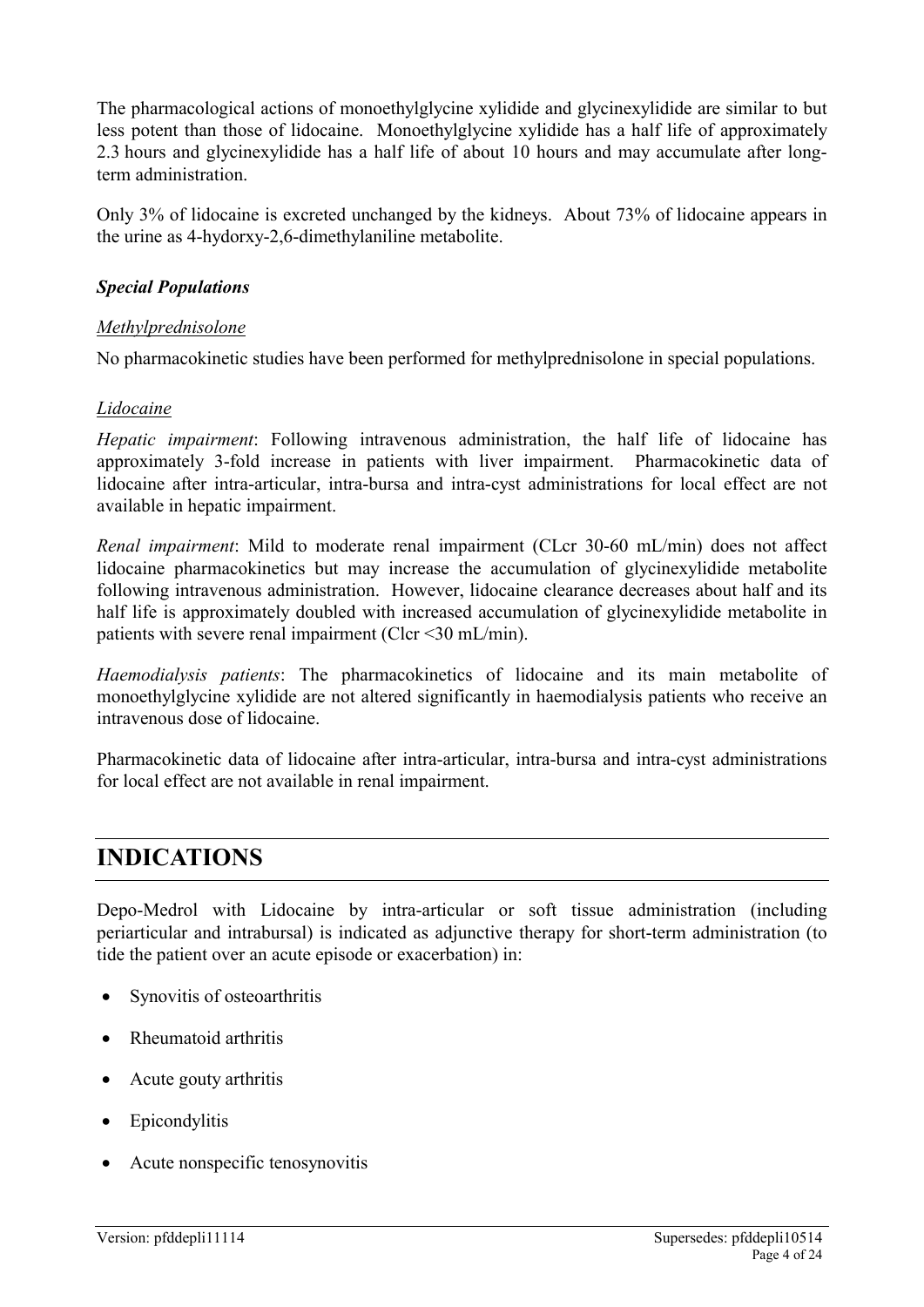The pharmacological actions of monoethylglycine xylidide and glycinexylidide are similar to but less potent than those of lidocaine. Monoethylglycine xylidide has a half life of approximately 2.3 hours and glycinexylidide has a half life of about 10 hours and may accumulate after long-term administration.

Only 3% of lidocaine is excreted unchanged by the kidneys. About 73% of lidocaine appears in the urine as 4-hydorxy-2,6-dimethylaniline metabolite.

### *Special Populations*

#### Methylprednisolone

No pharmacokinetic studies have been performed for methylprednisolone in special populations.

#### Lidocaine

*Hepatic impairment*: Following intravenous administration, the half life of lidocaine has approximately 3-fold increase in patients with liver impairment. Pharmacokinetic data of lidocaine after intra-articular, intra-bursa and intra-cyst administrations for local effect are not available in hepatic impairment.

*Renal impairment*: Mild to moderate renal impairment (CLcr 30-60 mL/min) does not affect lidocaine pharmacokinetics but may increase the accumulation of glycinexylidide metabolite following intravenous administration. However, lidocaine clearance decreases about half and its half life is approximately doubled with increased accumulation of glycinexylidide metabolite in patients with severe renal impairment (Clcr <30 mL/min).

*Haemodialysis patients*: The pharmacokinetics of lidocaine and its main metabolite of monoethylglycine xylidide are not altered significantly in haemodialysis patients who receive an intravenous dose of lidocaine.

Pharmacokinetic data of lidocaine after intra-articular, intra-bursa and intra-cyst administrations for local effect are not available in renal impairment.

# INDICATIONS

Depo-Medrol with Lidocaine by intra-articular or soft tissue administration (including periarticular and intrabursal) is indicated as adjunctive therapy for short-term administration (to tide the patient over an acute episode or exacerbation) in:

- Synovitis of osteoarthritis
- Rheumatoid arthritis
- Acute gouty arthritis
- Epicondylitis
- Acute nonspecific tenosynovitis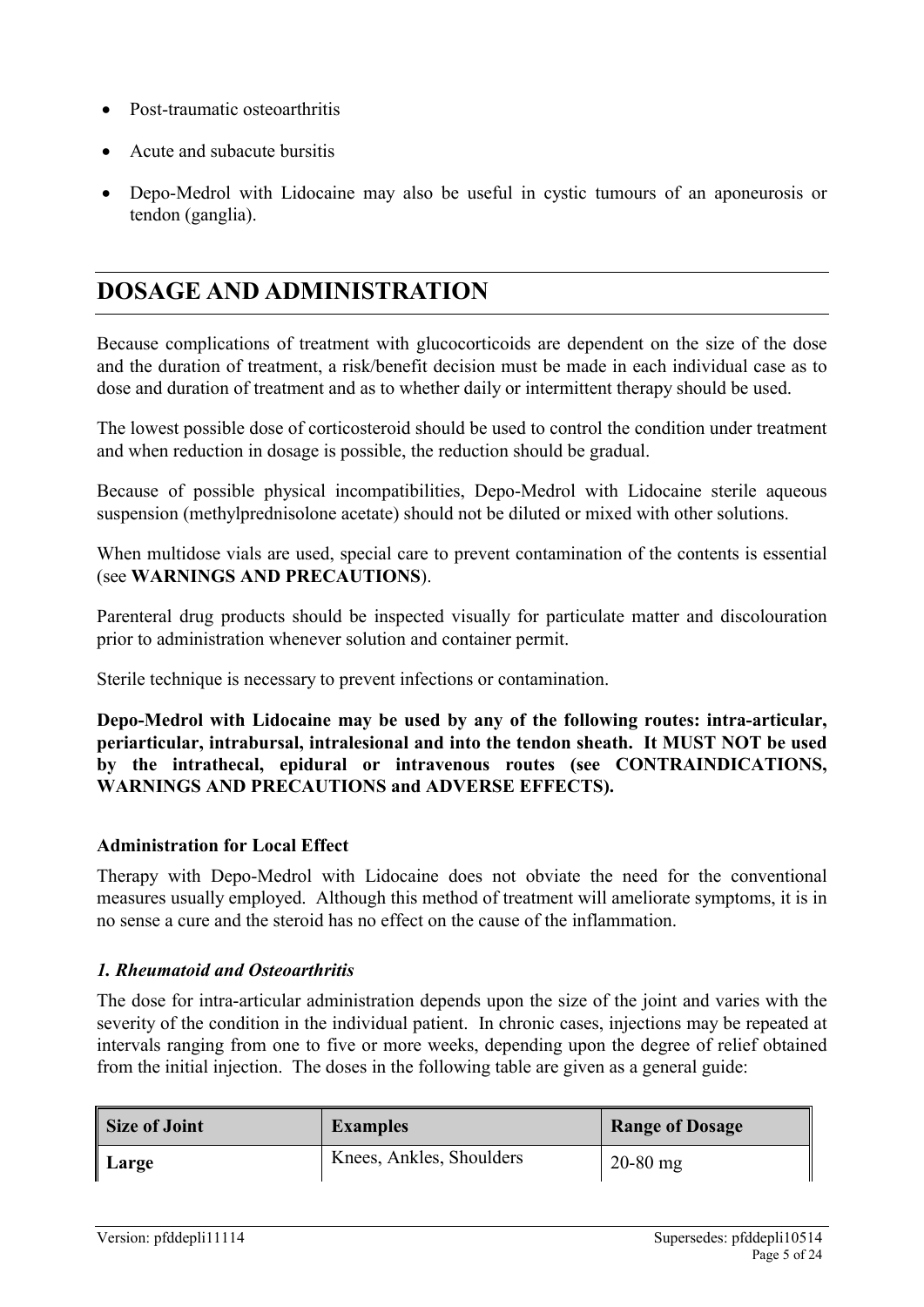- Post-traumatic osteoarthritis
- Acute and subacute bursitis
- Depo-Medrol with Lidocaine may also be useful in cystic tumours of an aponeurosis or tendon (ganglia).

# DOSAGE AND ADMINISTRATION

Because complications of treatment with glucocorticoids are dependent on the size of the dose and the duration of treatment, a risk/benefit decision must be made in each individual case as to dose and duration of treatment and as to whether daily or intermittent therapy should be used.

The lowest possible dose of corticosteroid should be used to control the condition under treatment and when reduction in dosage is possible, the reduction should be gradual.

Because of possible physical incompatibilities, Depo-Medrol with Lidocaine sterile aqueous suspension (methylprednisolone acetate) should not be diluted or mixed with other solutions.

When multidose vials are used, special care to prevent contamination of the contents is essential (see **WARNINGS AND PRECAUTIONS**).

Parenteral drug products should be inspected visually for particulate matter and discolouration prior to administration whenever solution and container permit.

Sterile technique is necessary to prevent infections or contamination.

**Depo-Medrol with Lidocaine may be used by any of the following routes: intra-articular, periarticular, intrabursal, intralesional and into the tendon sheath. It MUST NOT be used by the intrathecal, epidural or intravenous routes (see CONTRAINDICATIONS, WARNINGS AND PRECAUTIONS and ADVERSE EFFECTS).**

### Administration for Local Effect

Therapy with Depo-Medrol with Lidocaine does not obviate the need for the conventional measures usually employed. Although this method of treatment will ameliorate symptoms, it is in no sense a cure and the steroid has no effect on the cause of the inflammation.

### *1. Rheumatoid and Osteoarthritis*

The dose for intra-articular administration depends upon the size of the joint and varies with the severity of the condition in the individual patient. In chronic cases, injections may be repeated at intervals ranging from one to five or more weeks, depending upon the degree of relief obtained from the initial injection. The doses in the following table are given as a general guide:

| Size of Joint | Examples | Range of Dosage |
|---|---|---|
| **Large** | Knees, Ankles, Shoulders | 20-80 mg |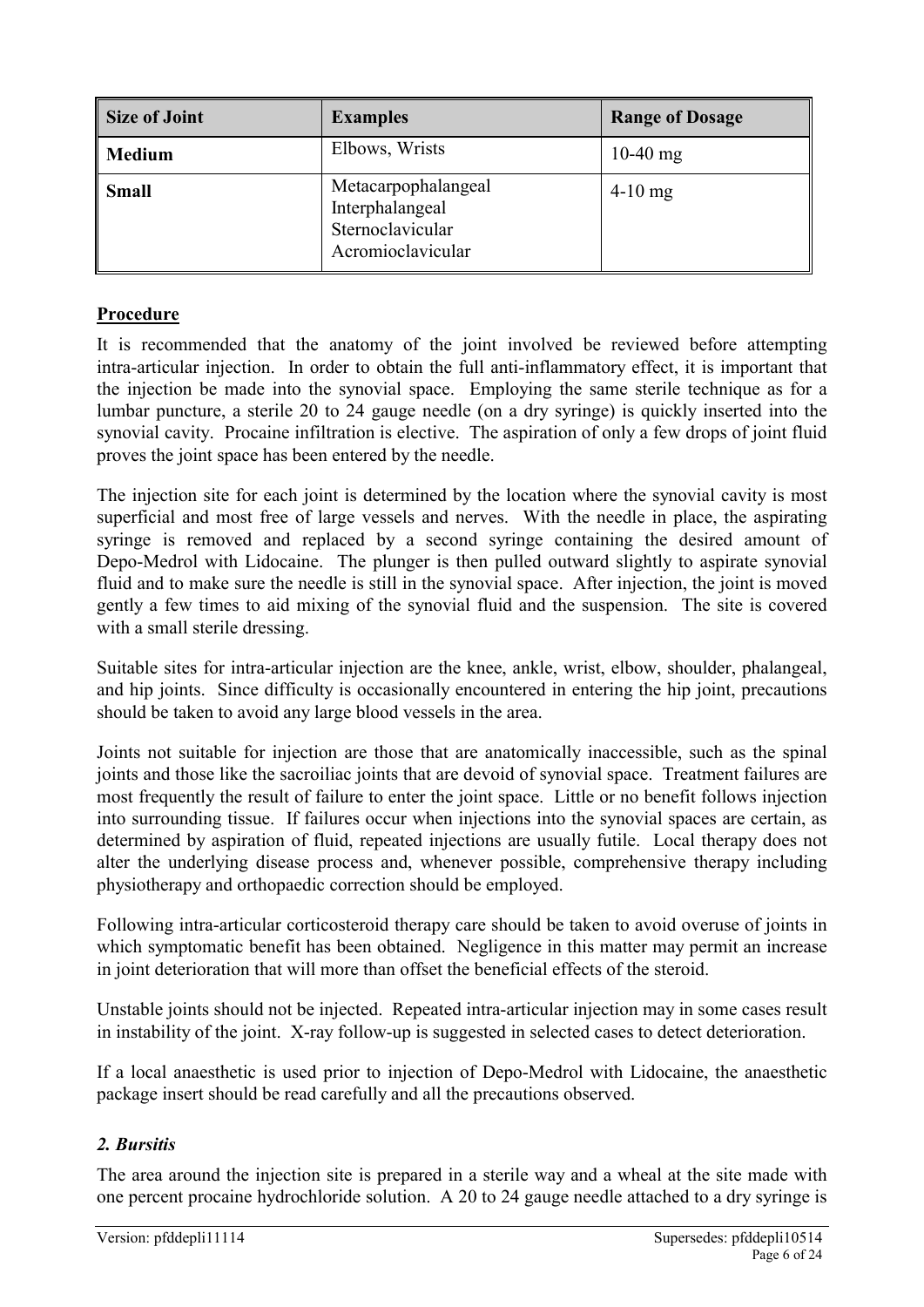| Size of Joint | Examples | Range of Dosage |
|---|---|---|
| **Medium** | Elbows, Wrists | 10-40 mg |
| **Small** | Metacarpophalangeal<br>Interphalangeal<br>Sternoclavicular<br>Acromioclavicular | 4-10 mg |

## Procedure

It is recommended that the anatomy of the joint involved be reviewed before attempting intra-articular injection. In order to obtain the full anti-inflammatory effect, it is important that the injection be made into the synovial space. Employing the same sterile technique as for a lumbar puncture, a sterile 20 to 24 gauge needle (on a dry syringe) is quickly inserted into the synovial cavity. Procaine infiltration is elective. The aspiration of only a few drops of joint fluid proves the joint space has been entered by the needle.

The injection site for each joint is determined by the location where the synovial cavity is most superficial and most free of large vessels and nerves. With the needle in place, the aspirating syringe is removed and replaced by a second syringe containing the desired amount of Depo-Medrol with Lidocaine. The plunger is then pulled outward slightly to aspirate synovial fluid and to make sure the needle is still in the synovial space. After injection, the joint is moved gently a few times to aid mixing of the synovial fluid and the suspension. The site is covered with a small sterile dressing.

Suitable sites for intra-articular injection are the knee, ankle, wrist, elbow, shoulder, phalangeal, and hip joints. Since difficulty is occasionally encountered in entering the hip joint, precautions should be taken to avoid any large blood vessels in the area.

Joints not suitable for injection are those that are anatomically inaccessible, such as the spinal joints and those like the sacroiliac joints that are devoid of synovial space. Treatment failures are most frequently the result of failure to enter the joint space. Little or no benefit follows injection into surrounding tissue. If failures occur when injections into the synovial spaces are certain, as determined by aspiration of fluid, repeated injections are usually futile. Local therapy does not alter the underlying disease process and, whenever possible, comprehensive therapy including physiotherapy and orthopaedic correction should be employed.

Following intra-articular corticosteroid therapy care should be taken to avoid overuse of joints in which symptomatic benefit has been obtained. Negligence in this matter may permit an increase in joint deterioration that will more than offset the beneficial effects of the steroid.

Unstable joints should not be injected. Repeated intra-articular injection may in some cases result in instability of the joint. X-ray follow-up is suggested in selected cases to detect deterioration.

If a local anaesthetic is used prior to injection of Depo-Medrol with Lidocaine, the anaesthetic package insert should be read carefully and all the precautions observed.

### *2. Bursitis*

The area around the injection site is prepared in a sterile way and a wheal at the site made with one percent procaine hydrochloride solution. A 20 to 24 gauge needle attached to a dry syringe is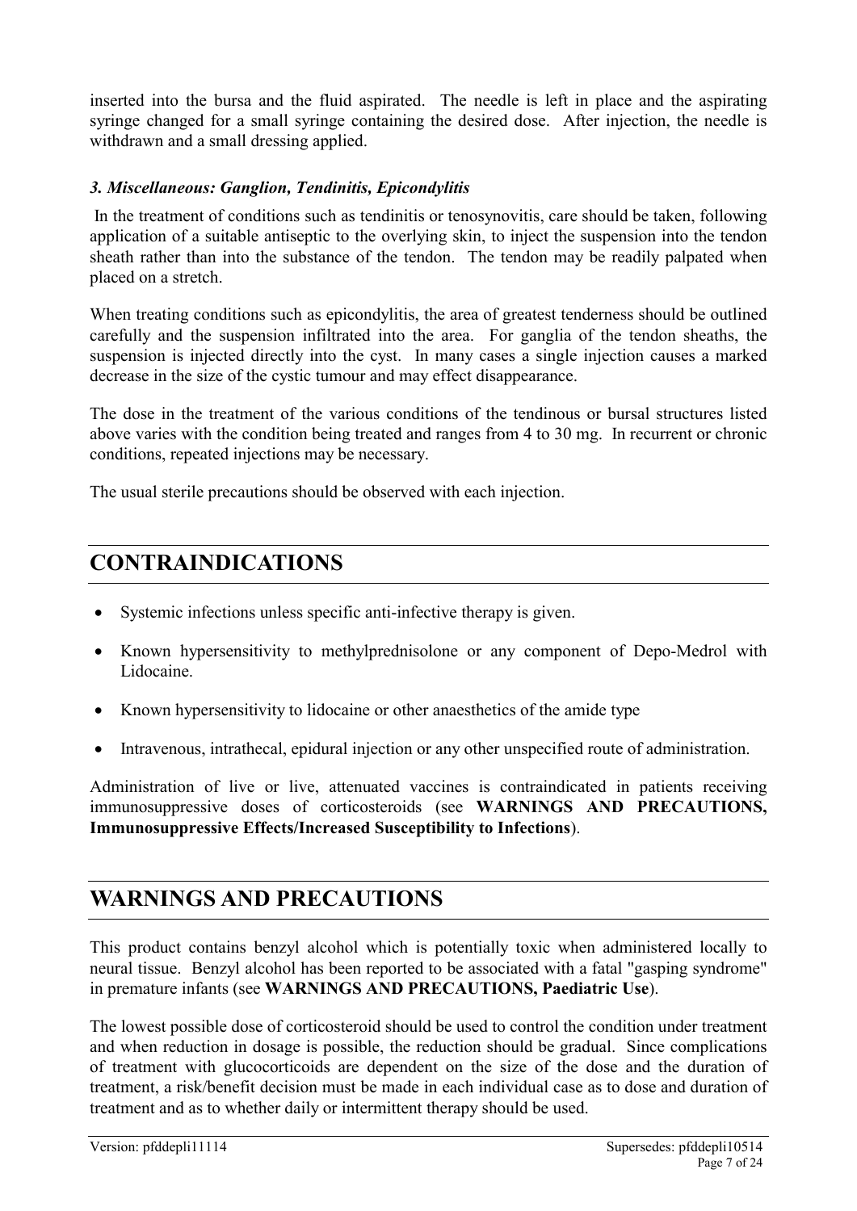inserted into the bursa and the fluid aspirated. The needle is left in place and the aspirating syringe changed for a small syringe containing the desired dose. After injection, the needle is withdrawn and a small dressing applied.

### *3. Miscellaneous: Ganglion, Tendinitis, Epicondylitis*

In the treatment of conditions such as tendinitis or tenosynovitis, care should be taken, following application of a suitable antiseptic to the overlying skin, to inject the suspension into the tendon sheath rather than into the substance of the tendon. The tendon may be readily palpated when placed on a stretch.

When treating conditions such as epicondylitis, the area of greatest tenderness should be outlined carefully and the suspension infiltrated into the area. For ganglia of the tendon sheaths, the suspension is injected directly into the cyst. In many cases a single injection causes a marked decrease in the size of the cystic tumour and may effect disappearance.

The dose in the treatment of the various conditions of the tendinous or bursal structures listed above varies with the condition being treated and ranges from 4 to 30 mg. In recurrent or chronic conditions, repeated injections may be necessary.

The usual sterile precautions should be observed with each injection.

# CONTRAINDICATIONS

- Systemic infections unless specific anti-infective therapy is given.
- Known hypersensitivity to methylprednisolone or any component of Depo-Medrol with Lidocaine.
- Known hypersensitivity to lidocaine or other anaesthetics of the amide type
- Intravenous, intrathecal, epidural injection or any other unspecified route of administration.

Administration of live or live, attenuated vaccines is contraindicated in patients receiving immunosuppressive doses of corticosteroids (see **WARNINGS AND PRECAUTIONS, Immunosuppressive Effects/Increased Susceptibility to Infections**).

# WARNINGS AND PRECAUTIONS

This product contains benzyl alcohol which is potentially toxic when administered locally to neural tissue. Benzyl alcohol has been reported to be associated with a fatal "gasping syndrome" in premature infants (see **WARNINGS AND PRECAUTIONS, Paediatric Use**).

The lowest possible dose of corticosteroid should be used to control the condition under treatment and when reduction in dosage is possible, the reduction should be gradual. Since complications of treatment with glucocorticoids are dependent on the size of the dose and the duration of treatment, a risk/benefit decision must be made in each individual case as to dose and duration of treatment and as to whether daily or intermittent therapy should be used.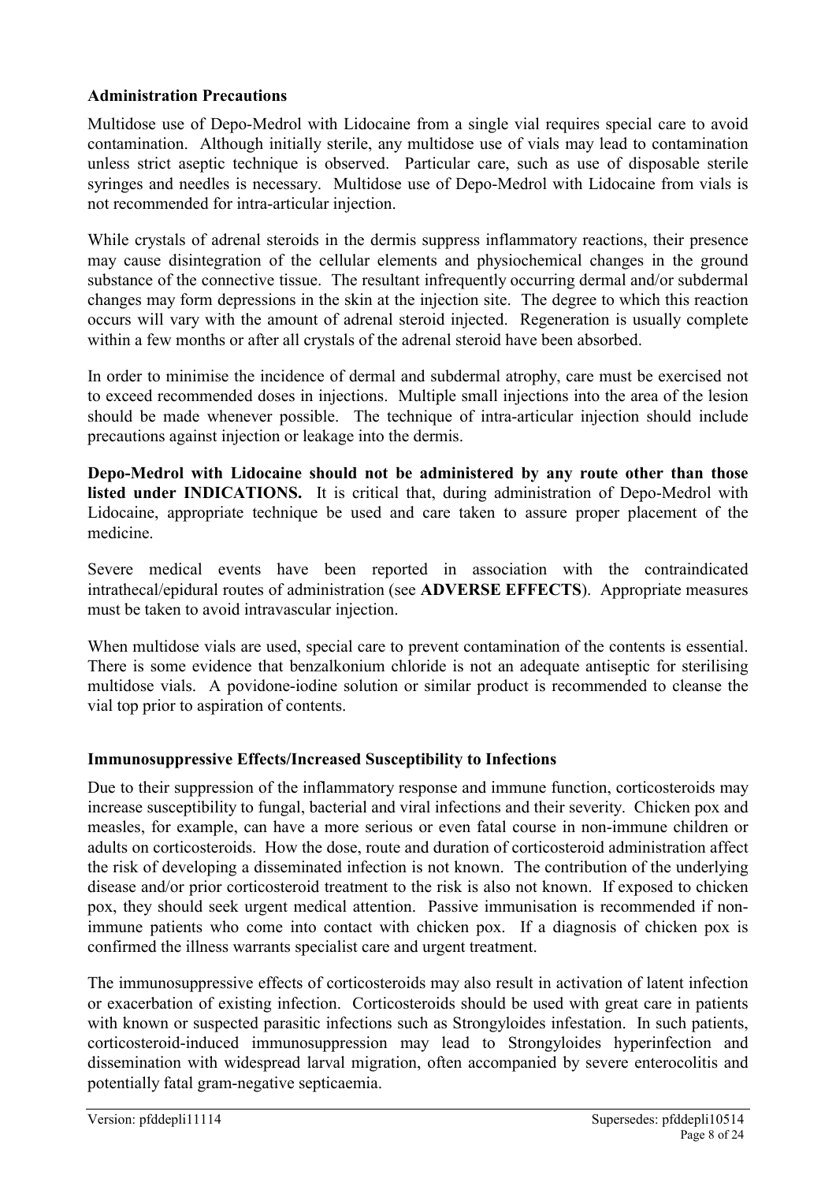**Administration Precautions**

Multidose use of Depo-Medrol with Lidocaine from a single vial requires special care to avoid contamination. Although initially sterile, any multidose use of vials may lead to contamination unless strict aseptic technique is observed. Particular care, such as use of disposable sterile syringes and needles is necessary. Multidose use of Depo-Medrol with Lidocaine from vials is not recommended for intra-articular injection.

While crystals of adrenal steroids in the dermis suppress inflammatory reactions, their presence may cause disintegration of the cellular elements and physiochemical changes in the ground substance of the connective tissue. The resultant infrequently occurring dermal and/or subdermal changes may form depressions in the skin at the injection site. The degree to which this reaction occurs will vary with the amount of adrenal steroid injected. Regeneration is usually complete within a few months or after all crystals of the adrenal steroid have been absorbed.

In order to minimise the incidence of dermal and subdermal atrophy, care must be exercised not to exceed recommended doses in injections. Multiple small injections into the area of the lesion should be made whenever possible. The technique of intra-articular injection should include precautions against injection or leakage into the dermis.

**Depo-Medrol with Lidocaine should not be administered by any route other than those listed under INDICATIONS.** It is critical that, during administration of Depo-Medrol with Lidocaine, appropriate technique be used and care taken to assure proper placement of the medicine.

Severe medical events have been reported in association with the contraindicated intrathecal/epidural routes of administration (see **ADVERSE EFFECTS**). Appropriate measures must be taken to avoid intravascular injection.

When multidose vials are used, special care to prevent contamination of the contents is essential. There is some evidence that benzalkonium chloride is not an adequate antiseptic for sterilising multidose vials. A povidone-iodine solution or similar product is recommended to cleanse the vial top prior to aspiration of contents.

**Immunosuppressive Effects/Increased Susceptibility to Infections**

Due to their suppression of the inflammatory response and immune function, corticosteroids may increase susceptibility to fungal, bacterial and viral infections and their severity. Chicken pox and measles, for example, can have a more serious or even fatal course in non-immune children or adults on corticosteroids. How the dose, route and duration of corticosteroid administration affect the risk of developing a disseminated infection is not known. The contribution of the underlying disease and/or prior corticosteroid treatment to the risk is also not known. If exposed to chicken pox, they should seek urgent medical attention. Passive immunisation is recommended if non-immune patients who come into contact with chicken pox. If a diagnosis of chicken pox is confirmed the illness warrants specialist care and urgent treatment.

The immunosuppressive effects of corticosteroids may also result in activation of latent infection or exacerbation of existing infection. Corticosteroids should be used with great care in patients with known or suspected parasitic infections such as Strongyloides infestation. In such patients, corticosteroid-induced immunosuppression may lead to Strongyloides hyperinfection and dissemination with widespread larval migration, often accompanied by severe enterocolitis and potentially fatal gram-negative septicaemia.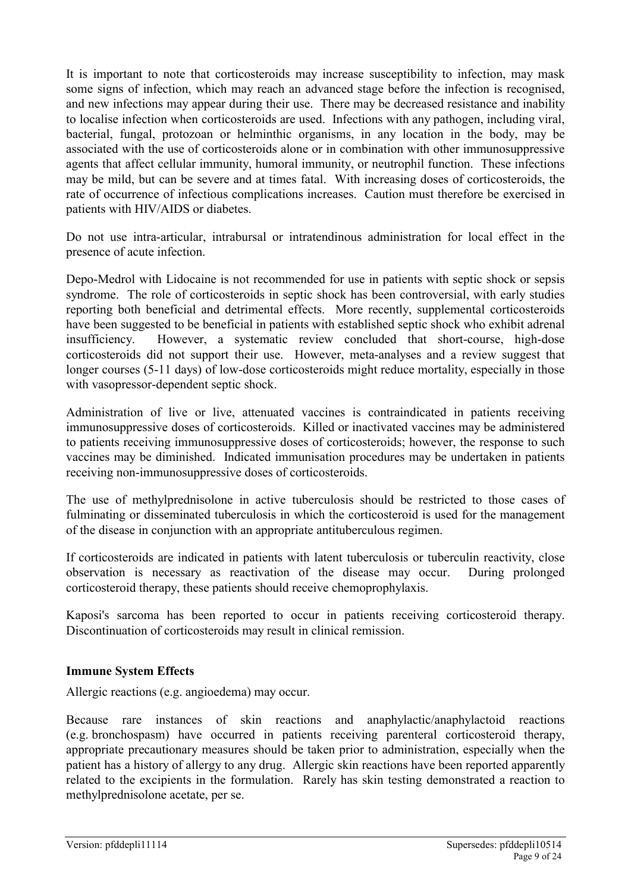It is important to note that corticosteroids may increase susceptibility to infection, may mask some signs of infection, which may reach an advanced stage before the infection is recognised, and new infections may appear during their use. There may be decreased resistance and inability to localise infection when corticosteroids are used. Infections with any pathogen, including viral, bacterial, fungal, protozoan or helminthic organisms, in any location in the body, may be associated with the use of corticosteroids alone or in combination with other immunosuppressive agents that affect cellular immunity, humoral immunity, or neutrophil function. These infections may be mild, but can be severe and at times fatal. With increasing doses of corticosteroids, the rate of occurrence of infectious complications increases. Caution must therefore be exercised in patients with HIV/AIDS or diabetes.

Do not use intra-articular, intrabursal or intratendinous administration for local effect in the presence of acute infection.

Depo-Medrol with Lidocaine is not recommended for use in patients with septic shock or sepsis syndrome. The role of corticosteroids in septic shock has been controversial, with early studies reporting both beneficial and detrimental effects. More recently, supplemental corticosteroids have been suggested to be beneficial in patients with established septic shock who exhibit adrenal insufficiency. However, a systematic review concluded that short-course, high-dose corticosteroids did not support their use. However, meta-analyses and a review suggest that longer courses (5-11 days) of low-dose corticosteroids might reduce mortality, especially in those with vasopressor-dependent septic shock.

Administration of live or live, attenuated vaccines is contraindicated in patients receiving immunosuppressive doses of corticosteroids. Killed or inactivated vaccines may be administered to patients receiving immunosuppressive doses of corticosteroids; however, the response to such vaccines may be diminished. Indicated immunisation procedures may be undertaken in patients receiving non-immunosuppressive doses of corticosteroids.

The use of methylprednisolone in active tuberculosis should be restricted to those cases of fulminating or disseminated tuberculosis in which the corticosteroid is used for the management of the disease in conjunction with an appropriate antituberculous regimen.

If corticosteroids are indicated in patients with latent tuberculosis or tuberculin reactivity, close observation is necessary as reactivation of the disease may occur. During prolonged corticosteroid therapy, these patients should receive chemoprophylaxis.

Kaposi's sarcoma has been reported to occur in patients receiving corticosteroid therapy. Discontinuation of corticosteroids may result in clinical remission.

**Immune System Effects**

Allergic reactions (e.g. angioedema) may occur.

Because rare instances of skin reactions and anaphylactic/anaphylactoid reactions (e.g. bronchospasm) have occurred in patients receiving parenteral corticosteroid therapy, appropriate precautionary measures should be taken prior to administration, especially when the patient has a history of allergy to any drug. Allergic skin reactions have been reported apparently related to the excipients in the formulation. Rarely has skin testing demonstrated a reaction to methylprednisolone acetate, per se.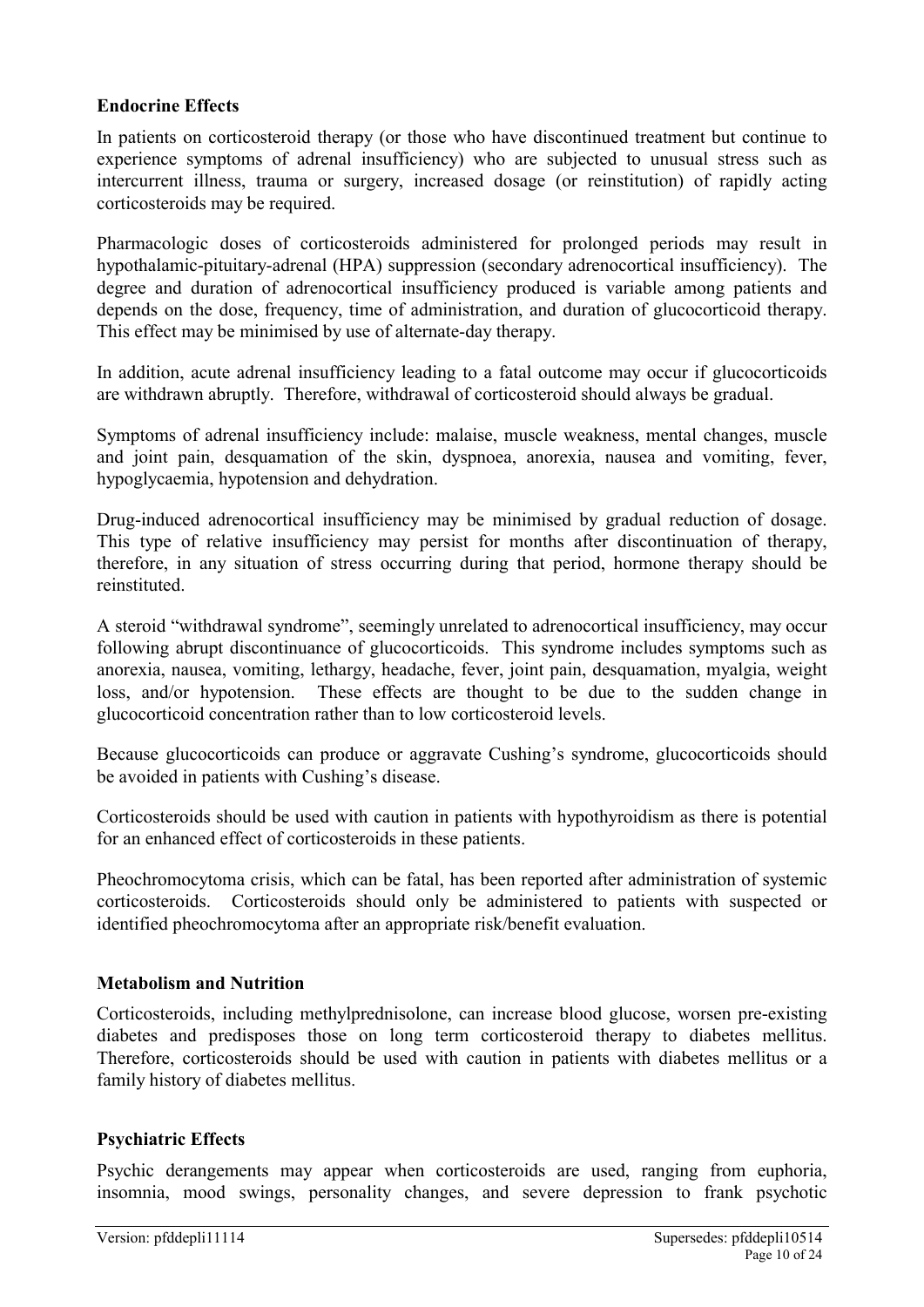**Endocrine Effects**

In patients on corticosteroid therapy (or those who have discontinued treatment but continue to experience symptoms of adrenal insufficiency) who are subjected to unusual stress such as intercurrent illness, trauma or surgery, increased dosage (or reinstitution) of rapidly acting corticosteroids may be required.

Pharmacologic doses of corticosteroids administered for prolonged periods may result in hypothalamic-pituitary-adrenal (HPA) suppression (secondary adrenocortical insufficiency). The degree and duration of adrenocortical insufficiency produced is variable among patients and depends on the dose, frequency, time of administration, and duration of glucocorticoid therapy. This effect may be minimised by use of alternate-day therapy.

In addition, acute adrenal insufficiency leading to a fatal outcome may occur if glucocorticoids are withdrawn abruptly. Therefore, withdrawal of corticosteroid should always be gradual.

Symptoms of adrenal insufficiency include: malaise, muscle weakness, mental changes, muscle and joint pain, desquamation of the skin, dyspnoea, anorexia, nausea and vomiting, fever, hypoglycaemia, hypotension and dehydration.

Drug-induced adrenocortical insufficiency may be minimised by gradual reduction of dosage. This type of relative insufficiency may persist for months after discontinuation of therapy, therefore, in any situation of stress occurring during that period, hormone therapy should be reinstituted.

A steroid "withdrawal syndrome", seemingly unrelated to adrenocortical insufficiency, may occur following abrupt discontinuance of glucocorticoids. This syndrome includes symptoms such as anorexia, nausea, vomiting, lethargy, headache, fever, joint pain, desquamation, myalgia, weight loss, and/or hypotension. These effects are thought to be due to the sudden change in glucocorticoid concentration rather than to low corticosteroid levels.

Because glucocorticoids can produce or aggravate Cushing's syndrome, glucocorticoids should be avoided in patients with Cushing's disease.

Corticosteroids should be used with caution in patients with hypothyroidism as there is potential for an enhanced effect of corticosteroids in these patients.

Pheochromocytoma crisis, which can be fatal, has been reported after administration of systemic corticosteroids. Corticosteroids should only be administered to patients with suspected or identified pheochromocytoma after an appropriate risk/benefit evaluation.

**Metabolism and Nutrition**

Corticosteroids, including methylprednisolone, can increase blood glucose, worsen pre-existing diabetes and predisposes those on long term corticosteroid therapy to diabetes mellitus. Therefore, corticosteroids should be used with caution in patients with diabetes mellitus or a family history of diabetes mellitus.

**Psychiatric Effects**

Psychic derangements may appear when corticosteroids are used, ranging from euphoria, insomnia, mood swings, personality changes, and severe depression to frank psychotic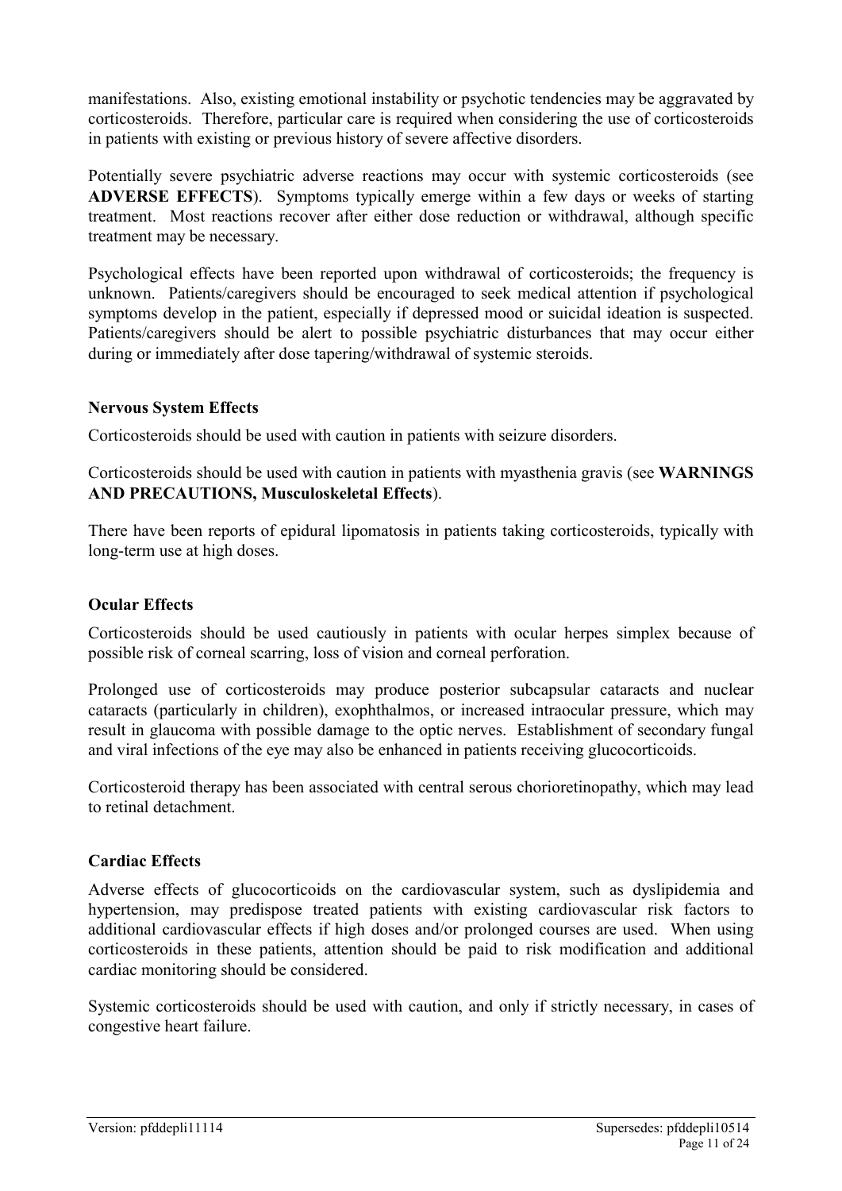manifestations. Also, existing emotional instability or psychotic tendencies may be aggravated by corticosteroids. Therefore, particular care is required when considering the use of corticosteroids in patients with existing or previous history of severe affective disorders.

Potentially severe psychiatric adverse reactions may occur with systemic corticosteroids (see **ADVERSE EFFECTS**). Symptoms typically emerge within a few days or weeks of starting treatment. Most reactions recover after either dose reduction or withdrawal, although specific treatment may be necessary.

Psychological effects have been reported upon withdrawal of corticosteroids; the frequency is unknown. Patients/caregivers should be encouraged to seek medical attention if psychological symptoms develop in the patient, especially if depressed mood or suicidal ideation is suspected. Patients/caregivers should be alert to possible psychiatric disturbances that may occur either during or immediately after dose tapering/withdrawal of systemic steroids.

**Nervous System Effects**

Corticosteroids should be used with caution in patients with seizure disorders.

Corticosteroids should be used with caution in patients with myasthenia gravis (see **WARNINGS AND PRECAUTIONS, Musculoskeletal Effects**).

There have been reports of epidural lipomatosis in patients taking corticosteroids, typically with long-term use at high doses.

**Ocular Effects**

Corticosteroids should be used cautiously in patients with ocular herpes simplex because of possible risk of corneal scarring, loss of vision and corneal perforation.

Prolonged use of corticosteroids may produce posterior subcapsular cataracts and nuclear cataracts (particularly in children), exophthalmos, or increased intraocular pressure, which may result in glaucoma with possible damage to the optic nerves. Establishment of secondary fungal and viral infections of the eye may also be enhanced in patients receiving glucocorticoids.

Corticosteroid therapy has been associated with central serous chorioretinopathy, which may lead to retinal detachment.

**Cardiac Effects**

Adverse effects of glucocorticoids on the cardiovascular system, such as dyslipidemia and hypertension, may predispose treated patients with existing cardiovascular risk factors to additional cardiovascular effects if high doses and/or prolonged courses are used. When using corticosteroids in these patients, attention should be paid to risk modification and additional cardiac monitoring should be considered.

Systemic corticosteroids should be used with caution, and only if strictly necessary, in cases of congestive heart failure.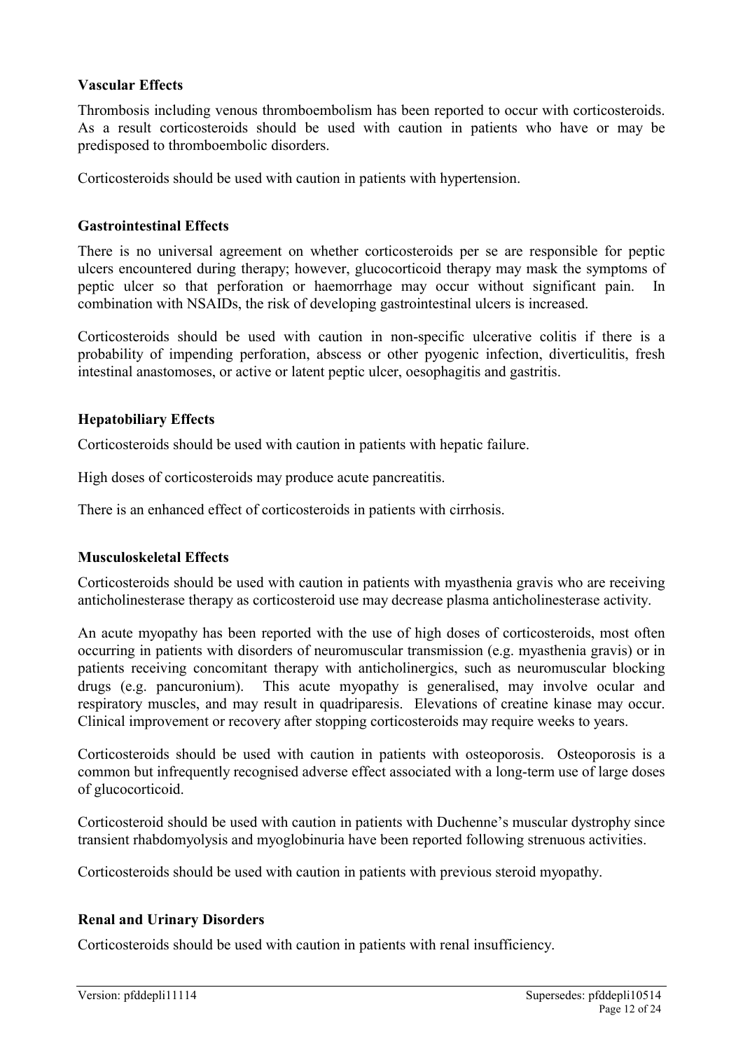**Vascular Effects**

Thrombosis including venous thromboembolism has been reported to occur with corticosteroids. As a result corticosteroids should be used with caution in patients who have or may be predisposed to thromboembolic disorders.

Corticosteroids should be used with caution in patients with hypertension.

**Gastrointestinal Effects**

There is no universal agreement on whether corticosteroids per se are responsible for peptic ulcers encountered during therapy; however, glucocorticoid therapy may mask the symptoms of peptic ulcer so that perforation or haemorrhage may occur without significant pain. In combination with NSAIDs, the risk of developing gastrointestinal ulcers is increased.

Corticosteroids should be used with caution in non-specific ulcerative colitis if there is a probability of impending perforation, abscess or other pyogenic infection, diverticulitis, fresh intestinal anastomoses, or active or latent peptic ulcer, oesophagitis and gastritis.

**Hepatobiliary Effects**

Corticosteroids should be used with caution in patients with hepatic failure.

High doses of corticosteroids may produce acute pancreatitis.

There is an enhanced effect of corticosteroids in patients with cirrhosis.

**Musculoskeletal Effects**

Corticosteroids should be used with caution in patients with myasthenia gravis who are receiving anticholinesterase therapy as corticosteroid use may decrease plasma anticholinesterase activity.

An acute myopathy has been reported with the use of high doses of corticosteroids, most often occurring in patients with disorders of neuromuscular transmission (e.g. myasthenia gravis) or in patients receiving concomitant therapy with anticholinergics, such as neuromuscular blocking drugs (e.g. pancuronium). This acute myopathy is generalised, may involve ocular and respiratory muscles, and may result in quadriparesis. Elevations of creatine kinase may occur. Clinical improvement or recovery after stopping corticosteroids may require weeks to years.

Corticosteroids should be used with caution in patients with osteoporosis. Osteoporosis is a common but infrequently recognised adverse effect associated with a long-term use of large doses of glucocorticoid.

Corticosteroid should be used with caution in patients with Duchenne's muscular dystrophy since transient rhabdomyolysis and myoglobinuria have been reported following strenuous activities.

Corticosteroids should be used with caution in patients with previous steroid myopathy.

**Renal and Urinary Disorders**

Corticosteroids should be used with caution in patients with renal insufficiency.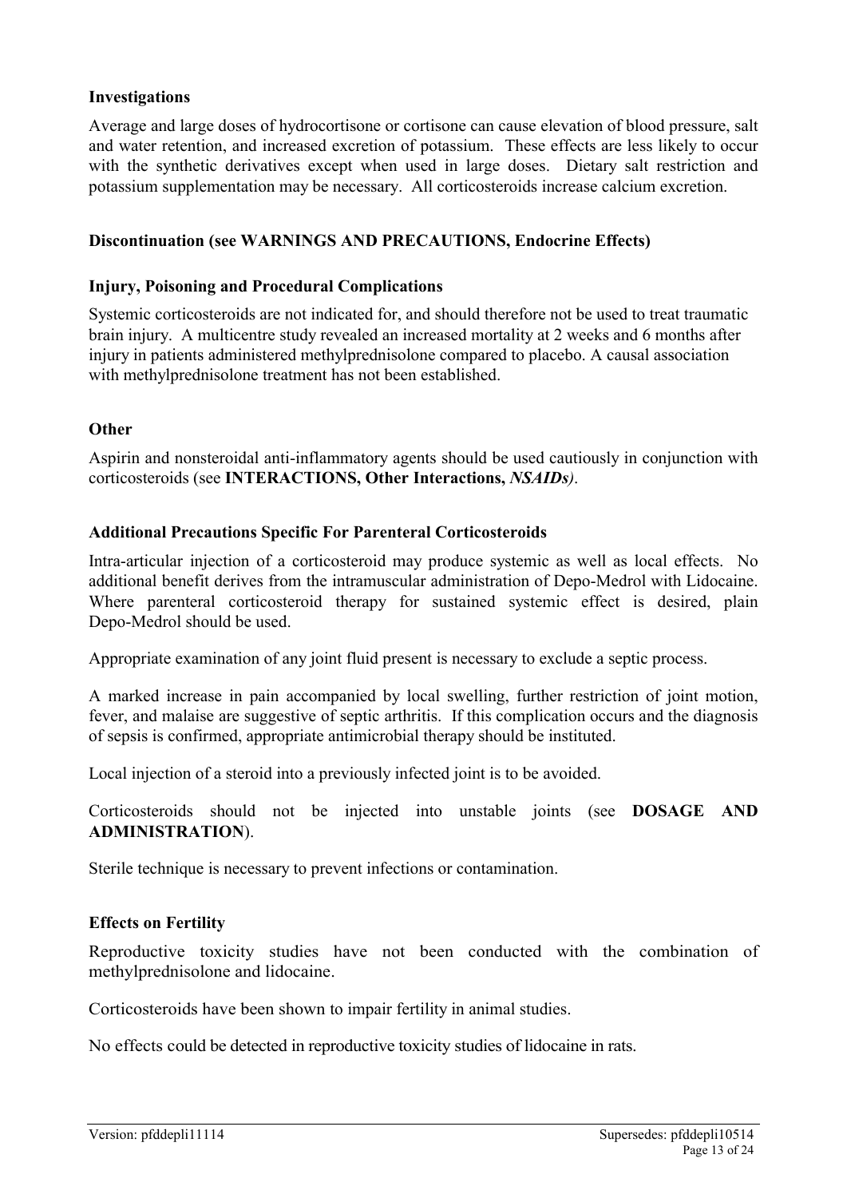### Investigations

Average and large doses of hydrocortisone or cortisone can cause elevation of blood pressure, salt and water retention, and increased excretion of potassium. These effects are less likely to occur with the synthetic derivatives except when used in large doses. Dietary salt restriction and potassium supplementation may be necessary. All corticosteroids increase calcium excretion.

### Discontinuation (see WARNINGS AND PRECAUTIONS, Endocrine Effects)

### Injury, Poisoning and Procedural Complications

Systemic corticosteroids are not indicated for, and should therefore not be used to treat traumatic brain injury. A multicentre study revealed an increased mortality at 2 weeks and 6 months after injury in patients administered methylprednisolone compared to placebo. A causal association with methylprednisolone treatment has not been established.

### Other

Aspirin and nonsteroidal anti-inflammatory agents should be used cautiously in conjunction with corticosteroids (see **INTERACTIONS, Other Interactions,** ***NSAIDs)***.

### Additional Precautions Specific For Parenteral Corticosteroids

Intra-articular injection of a corticosteroid may produce systemic as well as local effects. No additional benefit derives from the intramuscular administration of Depo-Medrol with Lidocaine. Where parenteral corticosteroid therapy for sustained systemic effect is desired, plain Depo-Medrol should be used.

Appropriate examination of any joint fluid present is necessary to exclude a septic process.

A marked increase in pain accompanied by local swelling, further restriction of joint motion, fever, and malaise are suggestive of septic arthritis. If this complication occurs and the diagnosis of sepsis is confirmed, appropriate antimicrobial therapy should be instituted.

Local injection of a steroid into a previously infected joint is to be avoided.

Corticosteroids should not be injected into unstable joints (see **DOSAGE AND ADMINISTRATION**).

Sterile technique is necessary to prevent infections or contamination.

### Effects on Fertility

Reproductive toxicity studies have not been conducted with the combination of methylprednisolone and lidocaine.

Corticosteroids have been shown to impair fertility in animal studies.

No effects could be detected in reproductive toxicity studies of lidocaine in rats.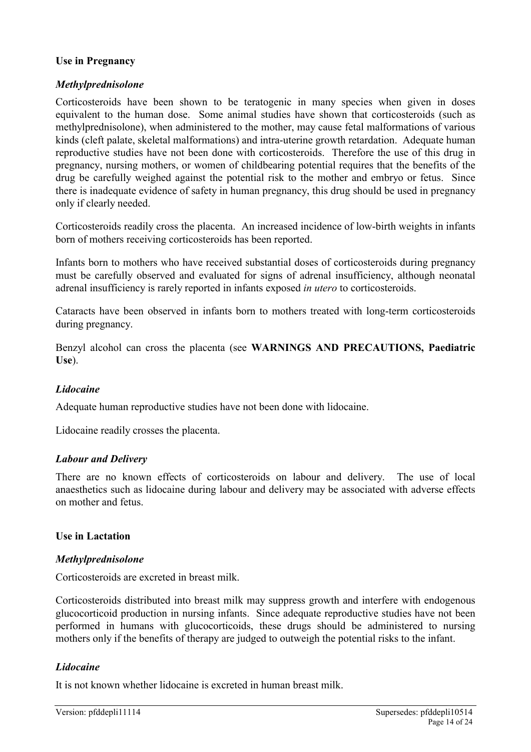**Use in Pregnancy**

***Methylprednisolone***

Corticosteroids have been shown to be teratogenic in many species when given in doses equivalent to the human dose. Some animal studies have shown that corticosteroids (such as methylprednisolone), when administered to the mother, may cause fetal malformations of various kinds (cleft palate, skeletal malformations) and intra-uterine growth retardation. Adequate human reproductive studies have not been done with corticosteroids. Therefore the use of this drug in pregnancy, nursing mothers, or women of childbearing potential requires that the benefits of the drug be carefully weighed against the potential risk to the mother and embryo or fetus. Since there is inadequate evidence of safety in human pregnancy, this drug should be used in pregnancy only if clearly needed.

Corticosteroids readily cross the placenta. An increased incidence of low-birth weights in infants born of mothers receiving corticosteroids has been reported.

Infants born to mothers who have received substantial doses of corticosteroids during pregnancy must be carefully observed and evaluated for signs of adrenal insufficiency, although neonatal adrenal insufficiency is rarely reported in infants exposed *in utero* to corticosteroids.

Cataracts have been observed in infants born to mothers treated with long-term corticosteroids during pregnancy.

Benzyl alcohol can cross the placenta (see **WARNINGS AND PRECAUTIONS, Paediatric Use**).

***Lidocaine***

Adequate human reproductive studies have not been done with lidocaine.

Lidocaine readily crosses the placenta.

***Labour and Delivery***

There are no known effects of corticosteroids on labour and delivery. The use of local anaesthetics such as lidocaine during labour and delivery may be associated with adverse effects on mother and fetus.

**Use in Lactation**

***Methylprednisolone***

Corticosteroids are excreted in breast milk.

Corticosteroids distributed into breast milk may suppress growth and interfere with endogenous glucocorticoid production in nursing infants. Since adequate reproductive studies have not been performed in humans with glucocorticoids, these drugs should be administered to nursing mothers only if the benefits of therapy are judged to outweigh the potential risks to the infant.

***Lidocaine***

It is not known whether lidocaine is excreted in human breast milk.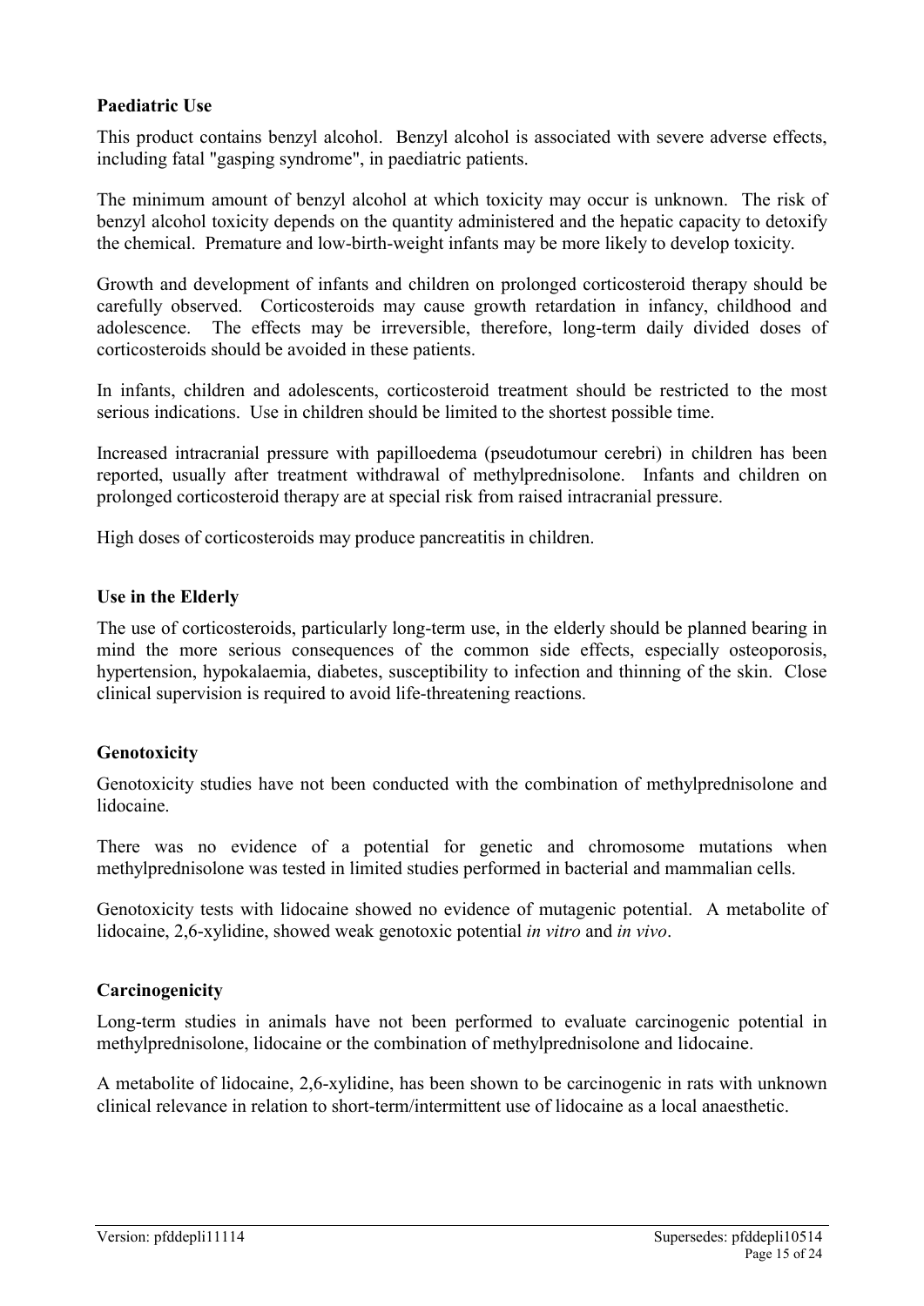**Paediatric Use**

This product contains benzyl alcohol. Benzyl alcohol is associated with severe adverse effects, including fatal "gasping syndrome", in paediatric patients.

The minimum amount of benzyl alcohol at which toxicity may occur is unknown. The risk of benzyl alcohol toxicity depends on the quantity administered and the hepatic capacity to detoxify the chemical. Premature and low-birth-weight infants may be more likely to develop toxicity.

Growth and development of infants and children on prolonged corticosteroid therapy should be carefully observed. Corticosteroids may cause growth retardation in infancy, childhood and adolescence. The effects may be irreversible, therefore, long-term daily divided doses of corticosteroids should be avoided in these patients.

In infants, children and adolescents, corticosteroid treatment should be restricted to the most serious indications. Use in children should be limited to the shortest possible time.

Increased intracranial pressure with papilloedema (pseudotumour cerebri) in children has been reported, usually after treatment withdrawal of methylprednisolone. Infants and children on prolonged corticosteroid therapy are at special risk from raised intracranial pressure.

High doses of corticosteroids may produce pancreatitis in children.

**Use in the Elderly**

The use of corticosteroids, particularly long-term use, in the elderly should be planned bearing in mind the more serious consequences of the common side effects, especially osteoporosis, hypertension, hypokalaemia, diabetes, susceptibility to infection and thinning of the skin. Close clinical supervision is required to avoid life-threatening reactions.

**Genotoxicity**

Genotoxicity studies have not been conducted with the combination of methylprednisolone and lidocaine.

There was no evidence of a potential for genetic and chromosome mutations when methylprednisolone was tested in limited studies performed in bacterial and mammalian cells.

Genotoxicity tests with lidocaine showed no evidence of mutagenic potential. A metabolite of lidocaine, 2,6-xylidine, showed weak genotoxic potential *in vitro* and *in vivo*.

**Carcinogenicity**

Long-term studies in animals have not been performed to evaluate carcinogenic potential in methylprednisolone, lidocaine or the combination of methylprednisolone and lidocaine.

A metabolite of lidocaine, 2,6-xylidine, has been shown to be carcinogenic in rats with unknown clinical relevance in relation to short-term/intermittent use of lidocaine as a local anaesthetic.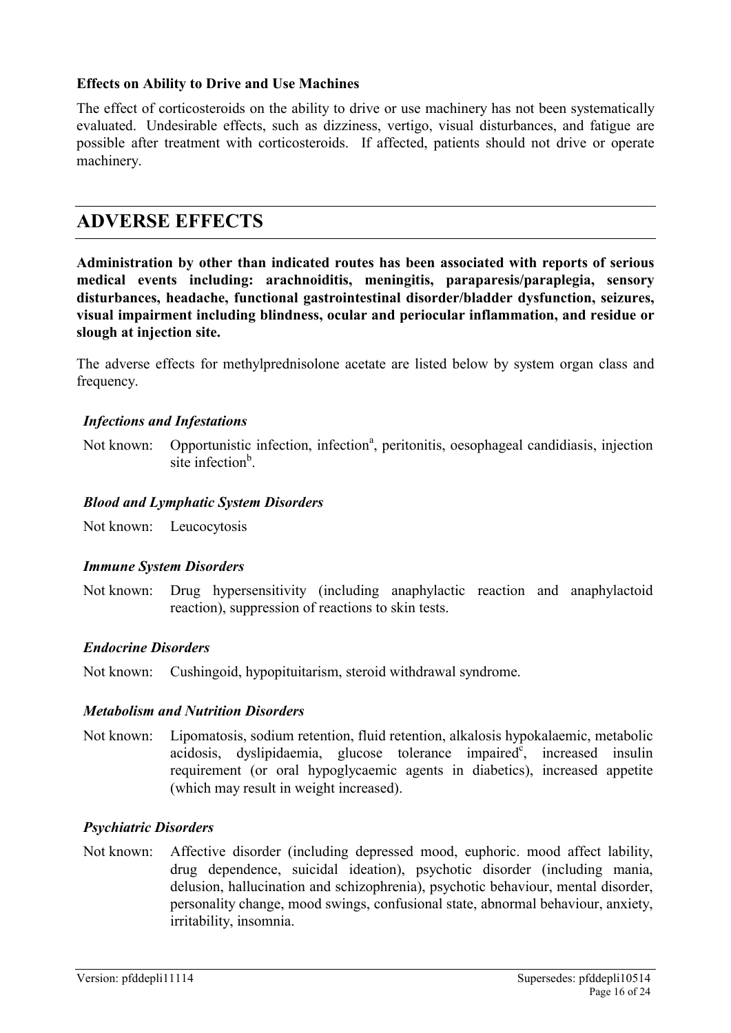**Effects on Ability to Drive and Use Machines**

The effect of corticosteroids on the ability to drive or use machinery has not been systematically evaluated. Undesirable effects, such as dizziness, vertigo, visual disturbances, and fatigue are possible after treatment with corticosteroids. If affected, patients should not drive or operate machinery.

# ADVERSE EFFECTS

**Administration by other than indicated routes has been associated with reports of serious medical events including: arachnoiditis, meningitis, paraparesis/paraplegia, sensory disturbances, headache, functional gastrointestinal disorder/bladder dysfunction, seizures, visual impairment including blindness, ocular and periocular inflammation, and residue or slough at injection site.**

The adverse effects for methylprednisolone acetate are listed below by system organ class and frequency.

***Infections and Infestations***

Not known: Opportunistic infection, infection[a], peritonitis, oesophageal candidiasis, injection site infection[b].

***Blood and Lymphatic System Disorders***

Not known: Leucocytosis

***Immune System Disorders***

Not known: Drug hypersensitivity (including anaphylactic reaction and anaphylactoid reaction), suppression of reactions to skin tests.

***Endocrine Disorders***

Not known: Cushingoid, hypopituitarism, steroid withdrawal syndrome.

***Metabolism and Nutrition Disorders***

Not known: Lipomatosis, sodium retention, fluid retention, alkalosis hypokalaemic, metabolic acidosis, dyslipidaemia, glucose tolerance impaired[c], increased insulin requirement (or oral hypoglycaemic agents in diabetics), increased appetite (which may result in weight increased).

***Psychiatric Disorders***

Not known: Affective disorder (including depressed mood, euphoric. mood affect lability, drug dependence, suicidal ideation), psychotic disorder (including mania, delusion, hallucination and schizophrenia), psychotic behaviour, mental disorder, personality change, mood swings, confusional state, abnormal behaviour, anxiety, irritability, insomnia.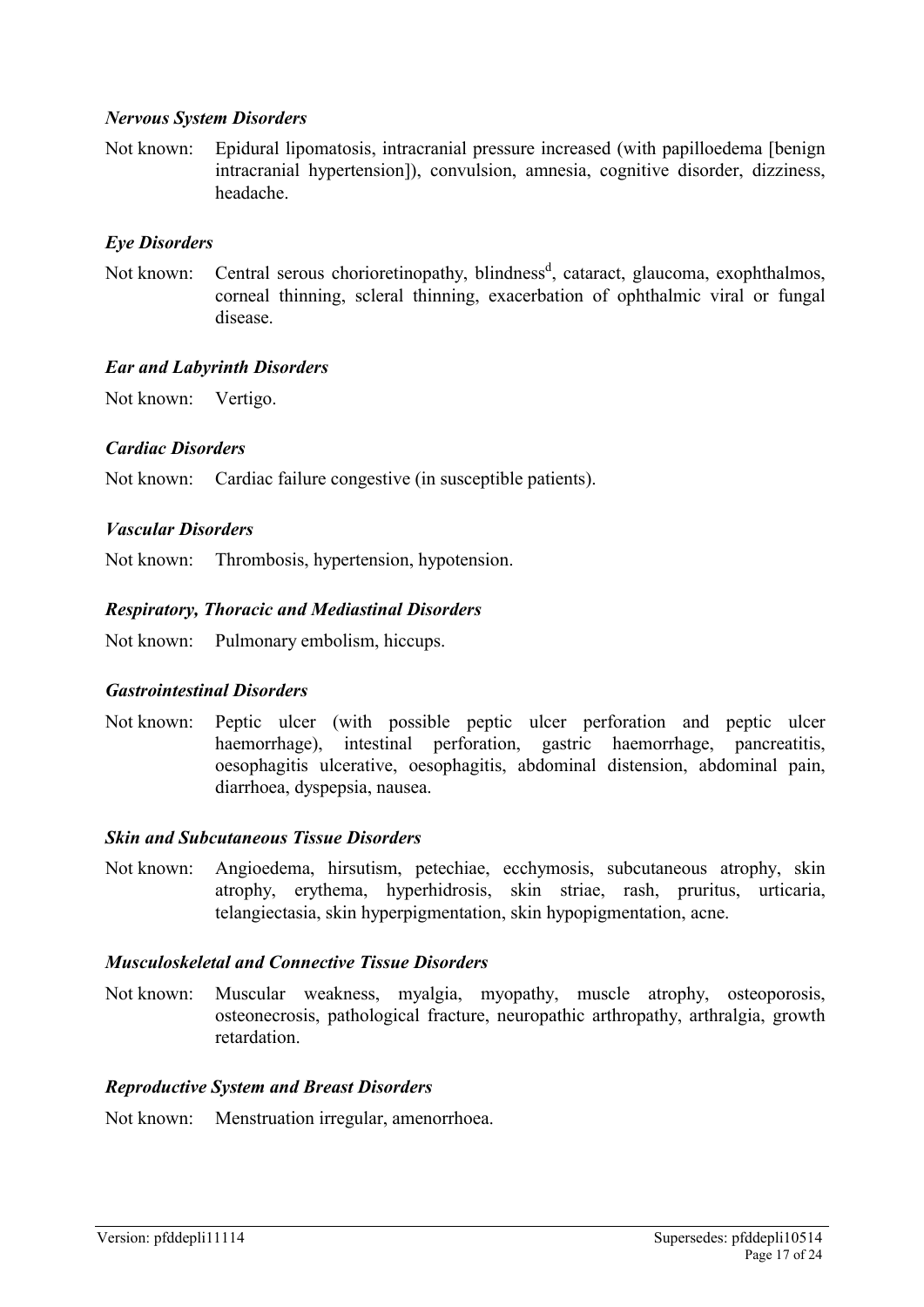***Nervous System Disorders***

Not known: Epidural lipomatosis, intracranial pressure increased (with papilloedema [benign intracranial hypertension]), convulsion, amnesia, cognitive disorder, dizziness, headache.

***Eye Disorders***

Not known: Central serous chorioretinopathy, blindness[d], cataract, glaucoma, exophthalmos, corneal thinning, scleral thinning, exacerbation of ophthalmic viral or fungal disease.

***Ear and Labyrinth Disorders***

Not known: Vertigo.

***Cardiac Disorders***

Not known: Cardiac failure congestive (in susceptible patients).

***Vascular Disorders***

Not known: Thrombosis, hypertension, hypotension.

***Respiratory, Thoracic and Mediastinal Disorders***

Not known: Pulmonary embolism, hiccups.

***Gastrointestinal Disorders***

Not known: Peptic ulcer (with possible peptic ulcer perforation and peptic ulcer haemorrhage), intestinal perforation, gastric haemorrhage, pancreatitis, oesophagitis ulcerative, oesophagitis, abdominal distension, abdominal pain, diarrhoea, dyspepsia, nausea.

***Skin and Subcutaneous Tissue Disorders***

Not known: Angioedema, hirsutism, petechiae, ecchymosis, subcutaneous atrophy, skin atrophy, erythema, hyperhidrosis, skin striae, rash, pruritus, urticaria, telangiectasia, skin hyperpigmentation, skin hypopigmentation, acne.

***Musculoskeletal and Connective Tissue Disorders***

Not known: Muscular weakness, myalgia, myopathy, muscle atrophy, osteoporosis, osteonecrosis, pathological fracture, neuropathic arthropathy, arthralgia, growth retardation.

***Reproductive System and Breast Disorders***

Not known: Menstruation irregular, amenorrhoea.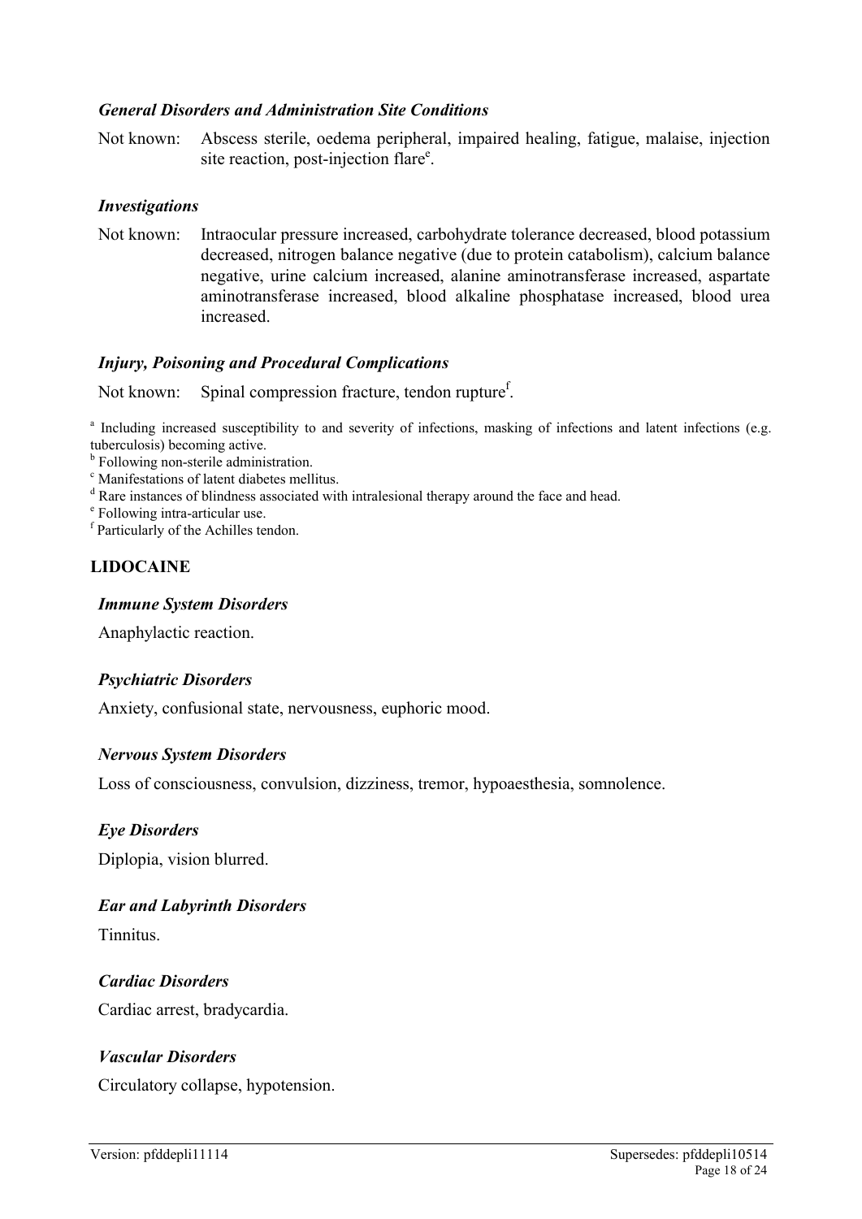### *General Disorders and Administration Site Conditions*

Not known: Abscess sterile, oedema peripheral, impaired healing, fatigue, malaise, injection site reaction, post-injection flare[e].

### *Investigations*

Not known: Intraocular pressure increased, carbohydrate tolerance decreased, blood potassium decreased, nitrogen balance negative (due to protein catabolism), calcium balance negative, urine calcium increased, alanine aminotransferase increased, aspartate aminotransferase increased, blood alkaline phosphatase increased, blood urea increased.

### *Injury, Poisoning and Procedural Complications*

Not known: Spinal compression fracture, tendon rupture[f].

[a] Including increased susceptibility to and severity of infections, masking of infections and latent infections (e.g. tuberculosis) becoming active.
[b] Following non-sterile administration.
[c] Manifestations of latent diabetes mellitus.
[d] Rare instances of blindness associated with intralesional therapy around the face and head.
[e] Following intra-articular use.
[f] Particularly of the Achilles tendon.

## LIDOCAINE

### *Immune System Disorders*

Anaphylactic reaction.

### *Psychiatric Disorders*

Anxiety, confusional state, nervousness, euphoric mood.

### *Nervous System Disorders*

Loss of consciousness, convulsion, dizziness, tremor, hypoaesthesia, somnolence.

### *Eye Disorders*

Diplopia, vision blurred.

### *Ear and Labyrinth Disorders*

Tinnitus.

### *Cardiac Disorders*

Cardiac arrest, bradycardia.

### *Vascular Disorders*

Circulatory collapse, hypotension.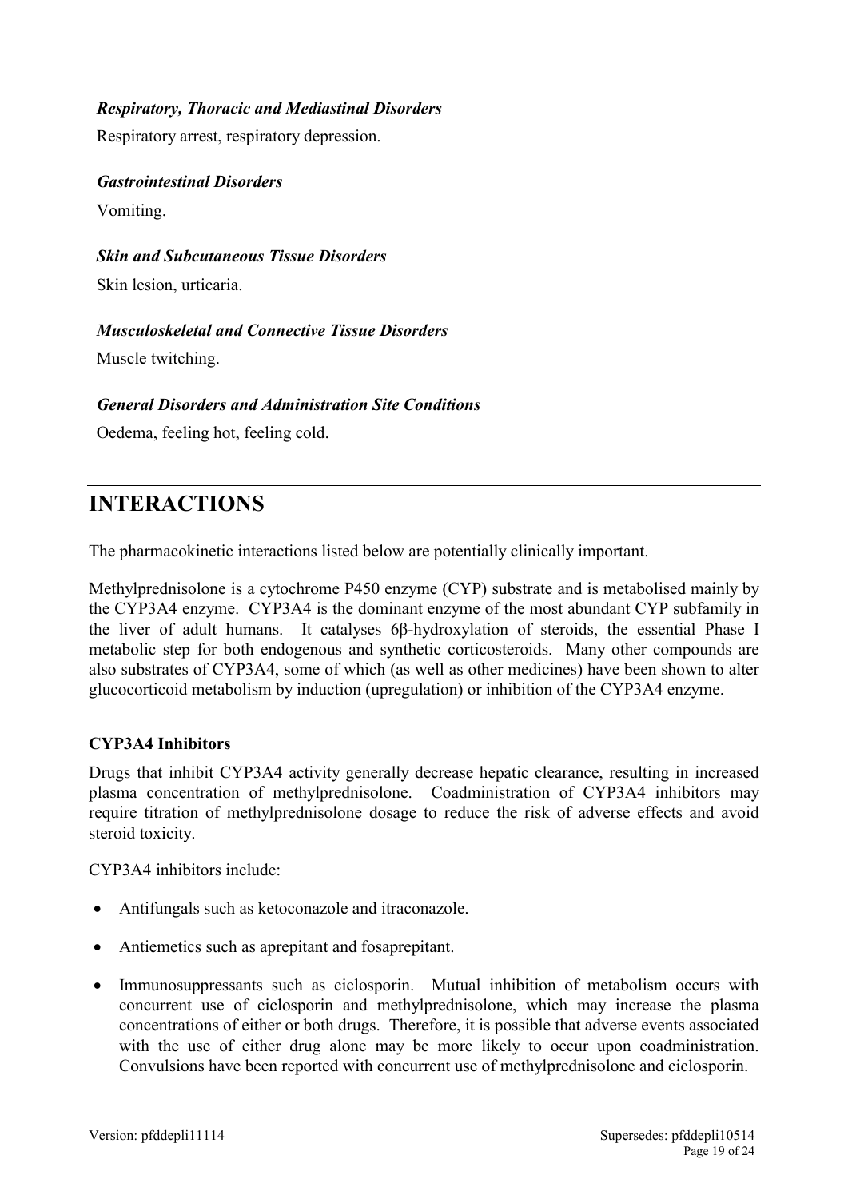***Respiratory, Thoracic and Mediastinal Disorders***

Respiratory arrest, respiratory depression.

***Gastrointestinal Disorders***

Vomiting.

***Skin and Subcutaneous Tissue Disorders***

Skin lesion, urticaria.

***Musculoskeletal and Connective Tissue Disorders***

Muscle twitching.

***General Disorders and Administration Site Conditions***

Oedema, feeling hot, feeling cold.

# INTERACTIONS

The pharmacokinetic interactions listed below are potentially clinically important.

Methylprednisolone is a cytochrome P450 enzyme (CYP) substrate and is metabolised mainly by the CYP3A4 enzyme. CYP3A4 is the dominant enzyme of the most abundant CYP subfamily in the liver of adult humans. It catalyses 6β-hydroxylation of steroids, the essential Phase I metabolic step for both endogenous and synthetic corticosteroids. Many other compounds are also substrates of CYP3A4, some of which (as well as other medicines) have been shown to alter glucocorticoid metabolism by induction (upregulation) or inhibition of the CYP3A4 enzyme.

**CYP3A4 Inhibitors**

Drugs that inhibit CYP3A4 activity generally decrease hepatic clearance, resulting in increased plasma concentration of methylprednisolone. Coadministration of CYP3A4 inhibitors may require titration of methylprednisolone dosage to reduce the risk of adverse effects and avoid steroid toxicity.

CYP3A4 inhibitors include:

- Antifungals such as ketoconazole and itraconazole.
- Antiemetics such as aprepitant and fosaprepitant.
- Immunosuppressants such as ciclosporin. Mutual inhibition of metabolism occurs with concurrent use of ciclosporin and methylprednisolone, which may increase the plasma concentrations of either or both drugs. Therefore, it is possible that adverse events associated with the use of either drug alone may be more likely to occur upon coadministration. Convulsions have been reported with concurrent use of methylprednisolone and ciclosporin.

Version: pfddepli11114 Supersedes: pfddepli10514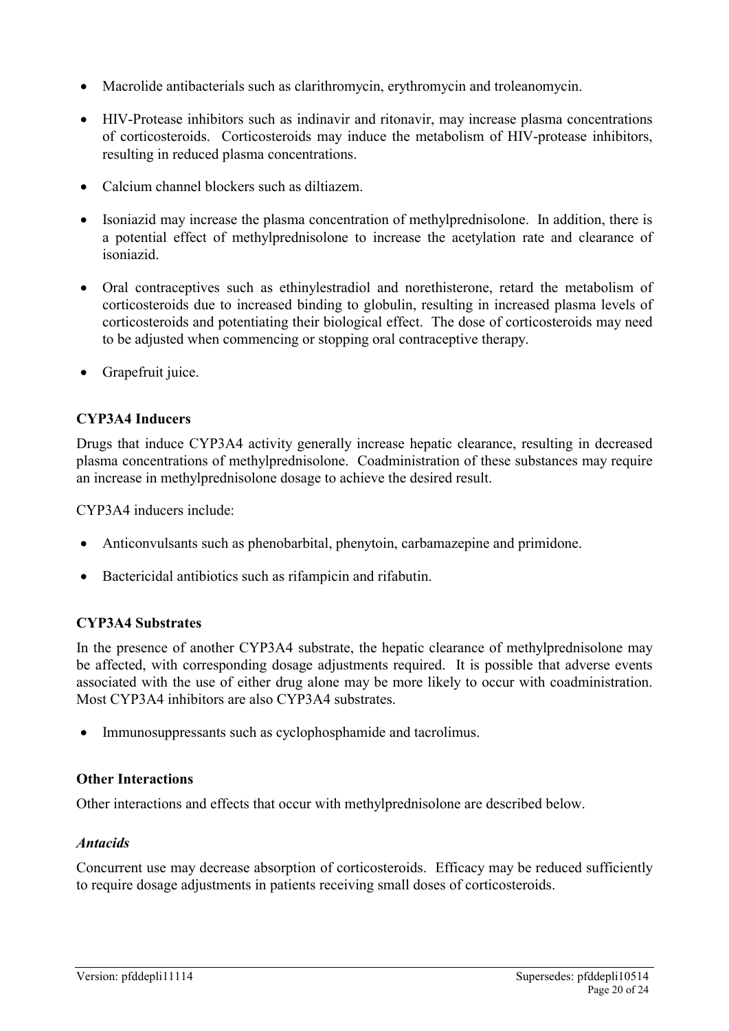- Macrolide antibacterials such as clarithromycin, erythromycin and troleanomycin.
- HIV-Protease inhibitors such as indinavir and ritonavir, may increase plasma concentrations of corticosteroids. Corticosteroids may induce the metabolism of HIV-protease inhibitors, resulting in reduced plasma concentrations.
- Calcium channel blockers such as diltiazem.
- Isoniazid may increase the plasma concentration of methylprednisolone. In addition, there is a potential effect of methylprednisolone to increase the acetylation rate and clearance of isoniazid.
- Oral contraceptives such as ethinylestradiol and norethisterone, retard the metabolism of corticosteroids due to increased binding to globulin, resulting in increased plasma levels of corticosteroids and potentiating their biological effect. The dose of corticosteroids may need to be adjusted when commencing or stopping oral contraceptive therapy.
- Grapefruit juice.

**CYP3A4 Inducers**

Drugs that induce CYP3A4 activity generally increase hepatic clearance, resulting in decreased plasma concentrations of methylprednisolone. Coadministration of these substances may require an increase in methylprednisolone dosage to achieve the desired result.

CYP3A4 inducers include:

- Anticonvulsants such as phenobarbital, phenytoin, carbamazepine and primidone.
- Bactericidal antibiotics such as rifampicin and rifabutin.

**CYP3A4 Substrates**

In the presence of another CYP3A4 substrate, the hepatic clearance of methylprednisolone may be affected, with corresponding dosage adjustments required. It is possible that adverse events associated with the use of either drug alone may be more likely to occur with coadministration. Most CYP3A4 inhibitors are also CYP3A4 substrates.

- Immunosuppressants such as cyclophosphamide and tacrolimus.

**Other Interactions**

Other interactions and effects that occur with methylprednisolone are described below.

***Antacids***

Concurrent use may decrease absorption of corticosteroids. Efficacy may be reduced sufficiently to require dosage adjustments in patients receiving small doses of corticosteroids.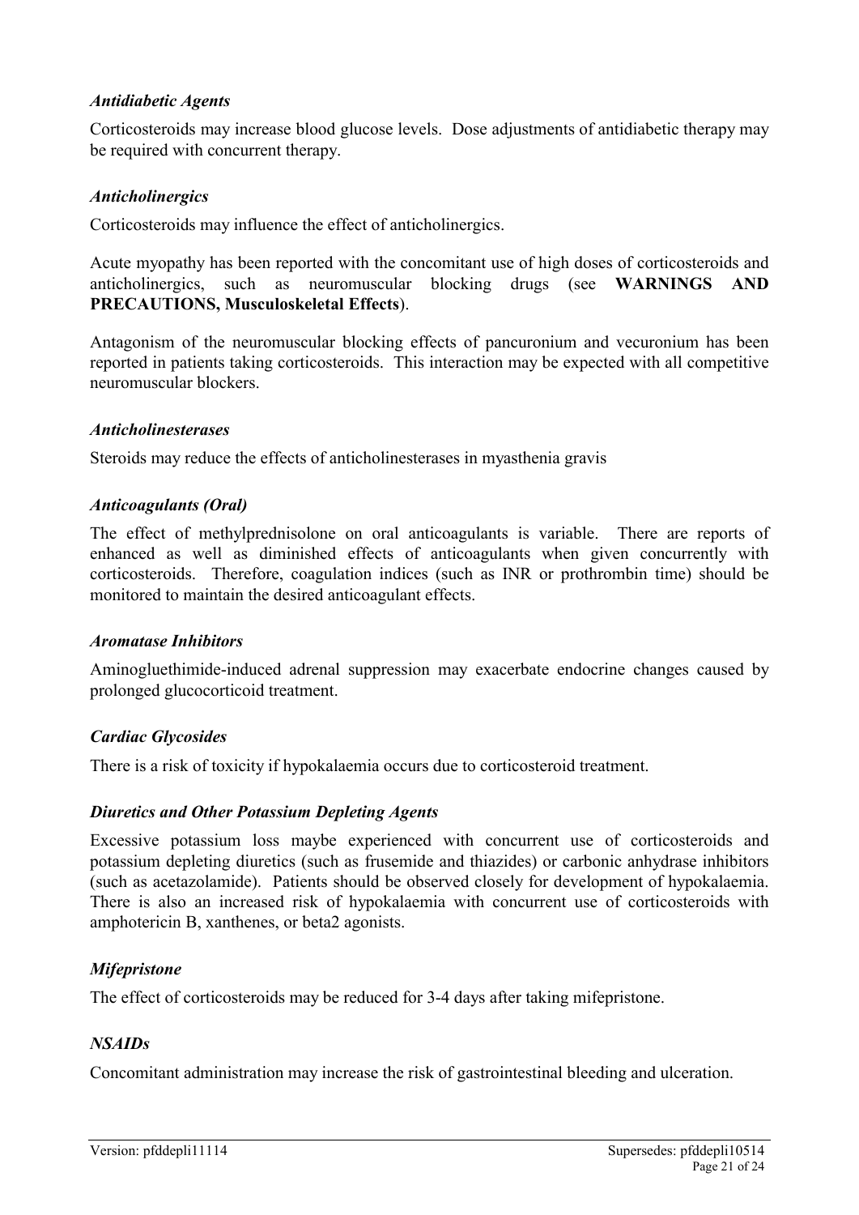### *Antidiabetic Agents*

Corticosteroids may increase blood glucose levels. Dose adjustments of antidiabetic therapy may be required with concurrent therapy.

### *Anticholinergics*

Corticosteroids may influence the effect of anticholinergics.

Acute myopathy has been reported with the concomitant use of high doses of corticosteroids and anticholinergics, such as neuromuscular blocking drugs (see **WARNINGS AND PRECAUTIONS, Musculoskeletal Effects**).

Antagonism of the neuromuscular blocking effects of pancuronium and vecuronium has been reported in patients taking corticosteroids. This interaction may be expected with all competitive neuromuscular blockers.

### *Anticholinesterases*

Steroids may reduce the effects of anticholinesterases in myasthenia gravis

### *Anticoagulants (Oral)*

The effect of methylprednisolone on oral anticoagulants is variable. There are reports of enhanced as well as diminished effects of anticoagulants when given concurrently with corticosteroids. Therefore, coagulation indices (such as INR or prothrombin time) should be monitored to maintain the desired anticoagulant effects.

### *Aromatase Inhibitors*

Aminogluethimide-induced adrenal suppression may exacerbate endocrine changes caused by prolonged glucocorticoid treatment.

### *Cardiac Glycosides*

There is a risk of toxicity if hypokalaemia occurs due to corticosteroid treatment.

### *Diuretics and Other Potassium Depleting Agents*

Excessive potassium loss maybe experienced with concurrent use of corticosteroids and potassium depleting diuretics (such as frusemide and thiazides) or carbonic anhydrase inhibitors (such as acetazolamide). Patients should be observed closely for development of hypokalaemia. There is also an increased risk of hypokalaemia with concurrent use of corticosteroids with amphotericin B, xanthenes, or beta2 agonists.

### *Mifepristone*

The effect of corticosteroids may be reduced for 3-4 days after taking mifepristone.

### *NSAIDs*

Concomitant administration may increase the risk of gastrointestinal bleeding and ulceration.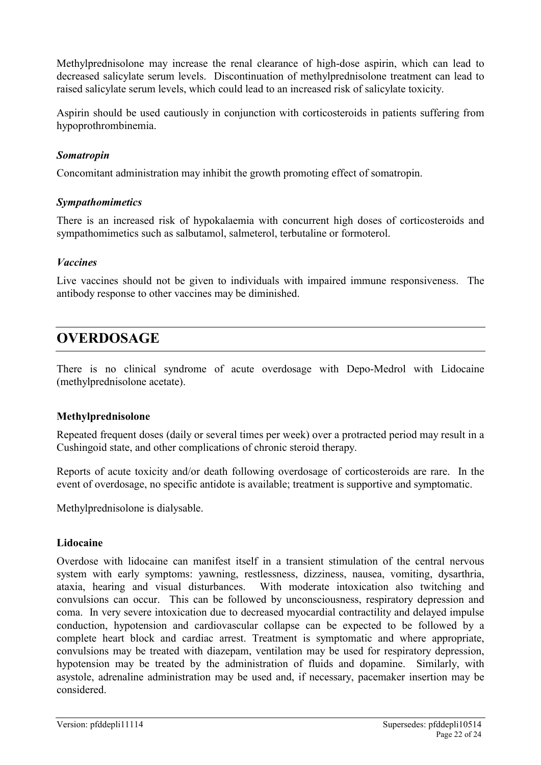Methylprednisolone may increase the renal clearance of high-dose aspirin, which can lead to decreased salicylate serum levels. Discontinuation of methylprednisolone treatment can lead to raised salicylate serum levels, which could lead to an increased risk of salicylate toxicity.

Aspirin should be used cautiously in conjunction with corticosteroids in patients suffering from hypoprothrombinemia.

### *Somatropin*

Concomitant administration may inhibit the growth promoting effect of somatropin.

### *Sympathomimetics*

There is an increased risk of hypokalaemia with concurrent high doses of corticosteroids and sympathomimetics such as salbutamol, salmeterol, terbutaline or formoterol.

### *Vaccines*

Live vaccines should not be given to individuals with impaired immune responsiveness. The antibody response to other vaccines may be diminished.

# OVERDOSAGE

There is no clinical syndrome of acute overdosage with Depo-Medrol with Lidocaine (methylprednisolone acetate).

### Methylprednisolone

Repeated frequent doses (daily or several times per week) over a protracted period may result in a Cushingoid state, and other complications of chronic steroid therapy.

Reports of acute toxicity and/or death following overdosage of corticosteroids are rare. In the event of overdosage, no specific antidote is available; treatment is supportive and symptomatic.

Methylprednisolone is dialysable.

### Lidocaine

Overdose with lidocaine can manifest itself in a transient stimulation of the central nervous system with early symptoms: yawning, restlessness, dizziness, nausea, vomiting, dysarthria, ataxia, hearing and visual disturbances. With moderate intoxication also twitching and convulsions can occur. This can be followed by unconsciousness, respiratory depression and coma. In very severe intoxication due to decreased myocardial contractility and delayed impulse conduction, hypotension and cardiovascular collapse can be expected to be followed by a complete heart block and cardiac arrest. Treatment is symptomatic and where appropriate, convulsions may be treated with diazepam, ventilation may be used for respiratory depression, hypotension may be treated by the administration of fluids and dopamine. Similarly, with asystole, adrenaline administration may be used and, if necessary, pacemaker insertion may be considered.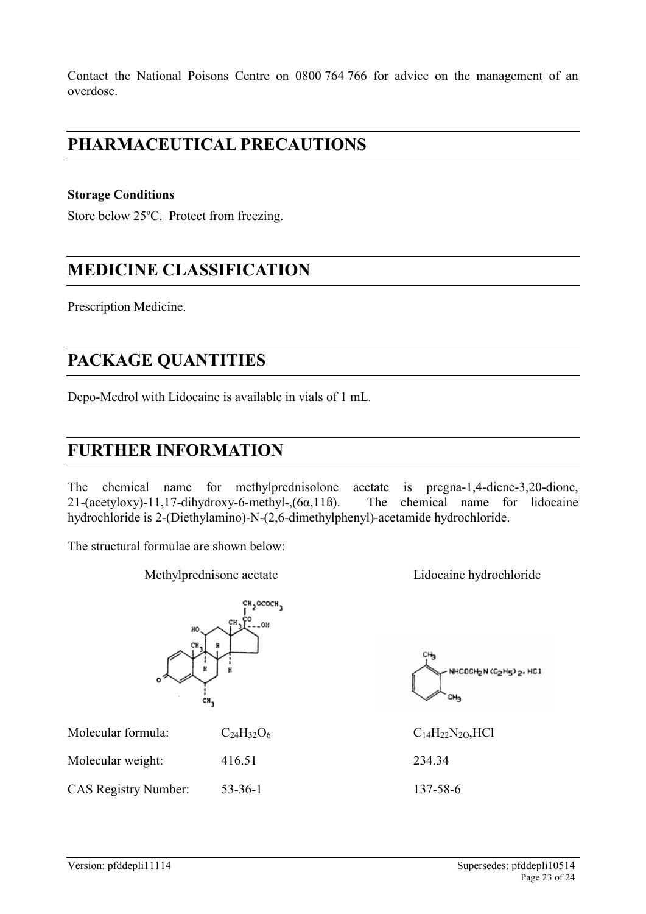Contact the National Poisons Centre on 0800 764 766 for advice on the management of an overdose.

# PHARMACEUTICAL PRECAUTIONS

**Storage Conditions**

Store below 25ºC. Protect from freezing.

# MEDICINE CLASSIFICATION

Prescription Medicine.

# PACKAGE QUANTITIES

Depo-Medrol with Lidocaine is available in vials of 1 mL.

# FURTHER INFORMATION

The chemical name for methylprednisolone acetate is pregna-1,4-diene-3,20-dione, 21-(acetyloxy)-11,17-dihydroxy-6-methyl-,(6α,11ß). The chemical name for lidocaine hydrochloride is 2-(Diethylamino)-N-(2,6-dimethylphenyl)-acetamide hydrochloride.

The structural formulae are shown below:

| | Methylprednisone acetate | Lidocaine hydrochloride |
|---|---|---|
| Molecular formula: | $C_{24}H_{32}O_6$ | $C_{14}H_{22}N_{2}O$,HCl |
| Molecular weight: | 416.51 | 234.34 |
| CAS Registry Number: | 53-36-1 | 137-58-6 |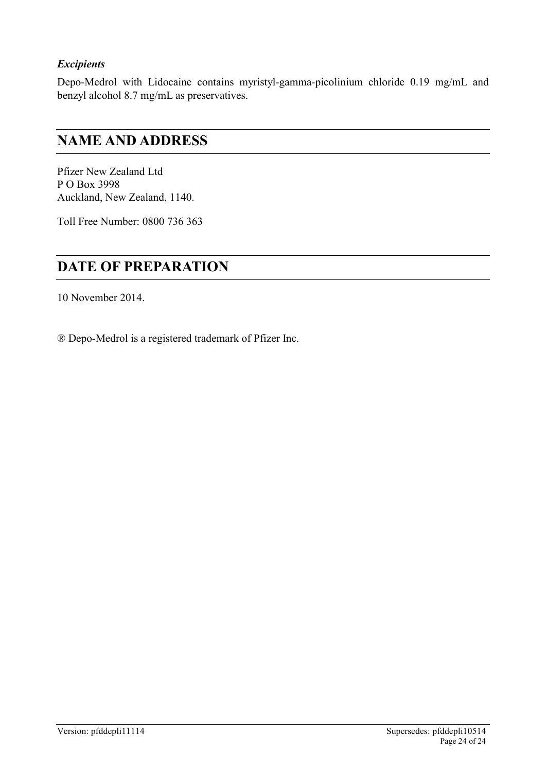### *Excipients*

Depo-Medrol with Lidocaine contains myristyl-gamma-picolinium chloride 0.19 mg/mL and benzyl alcohol 8.7 mg/mL as preservatives.

## NAME AND ADDRESS

Pfizer New Zealand Ltd
P O Box 3998
Auckland, New Zealand, 1140.

Toll Free Number: 0800 736 363

## DATE OF PREPARATION

10 November 2014.

® Depo-Medrol is a registered trademark of Pfizer Inc.